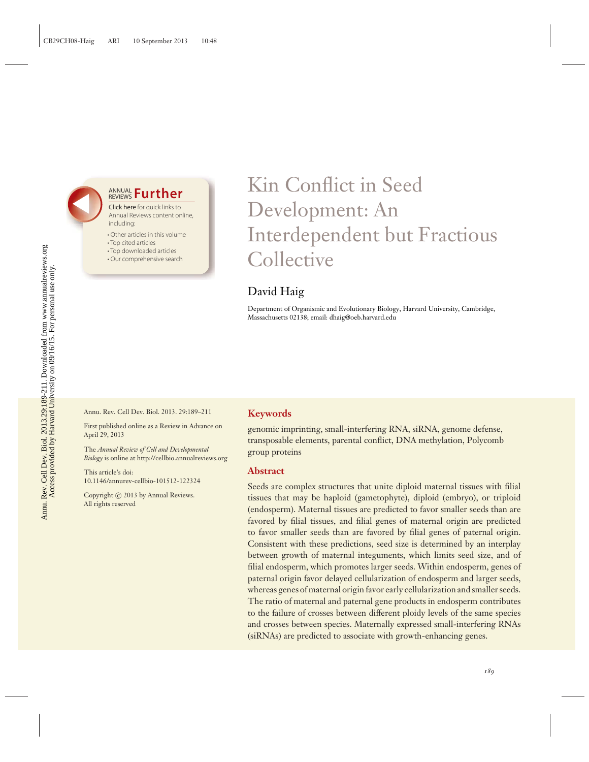# Kin Conflict in Seed Development: An Interdependent but Fractious Collective

## David Haig

Department of Organismic and Evolutionary Biology, Harvard University, Cambridge, Massachusetts 02138; email: dhaig@oeb.harvard.edu

Annu. Rev. Cell Dev. Biol. 2013. 29:189–211

First published online as a Review in Advance on April 29, 2013

The *Annual Review of Cell and Developmental Biology* is online at http://cellbio.annualreviews.org

This article's doi: 10.1146/annurev-cellbio-101512-122324

Copyright © 2013 by Annual Reviews. All rights reserved

### Keywords

genomic imprinting, small-interfering RNA, siRNA, genome defense, transposable elements, parental conflict, DNA methylation, Polycomb group proteins

### Abstract

Seeds are complex structures that unite diploid maternal tissues with filial tissues that may be haploid (gametophyte), diploid (embryo), or triploid (endosperm). Maternal tissues are predicted to favor smaller seeds than are favored by filial tissues, and filial genes of maternal origin are predicted to favor smaller seeds than are favored by filial genes of paternal origin. Consistent with these predictions, seed size is determined by an interplay between growth of maternal integuments, which limits seed size, and of filial endosperm, which promotes larger seeds. Within endosperm, genes of paternal origin favor delayed cellularization of endosperm and larger seeds, whereas genes of maternal origin favor early cellularization and smaller seeds. The ratio of maternal and paternal gene products in endosperm contributes to the failure of crosses between different ploidy levels of the same species and crosses between species. Maternally expressed small-interfering RNAs (siRNAs) are predicted to associate with growth-enhancing genes.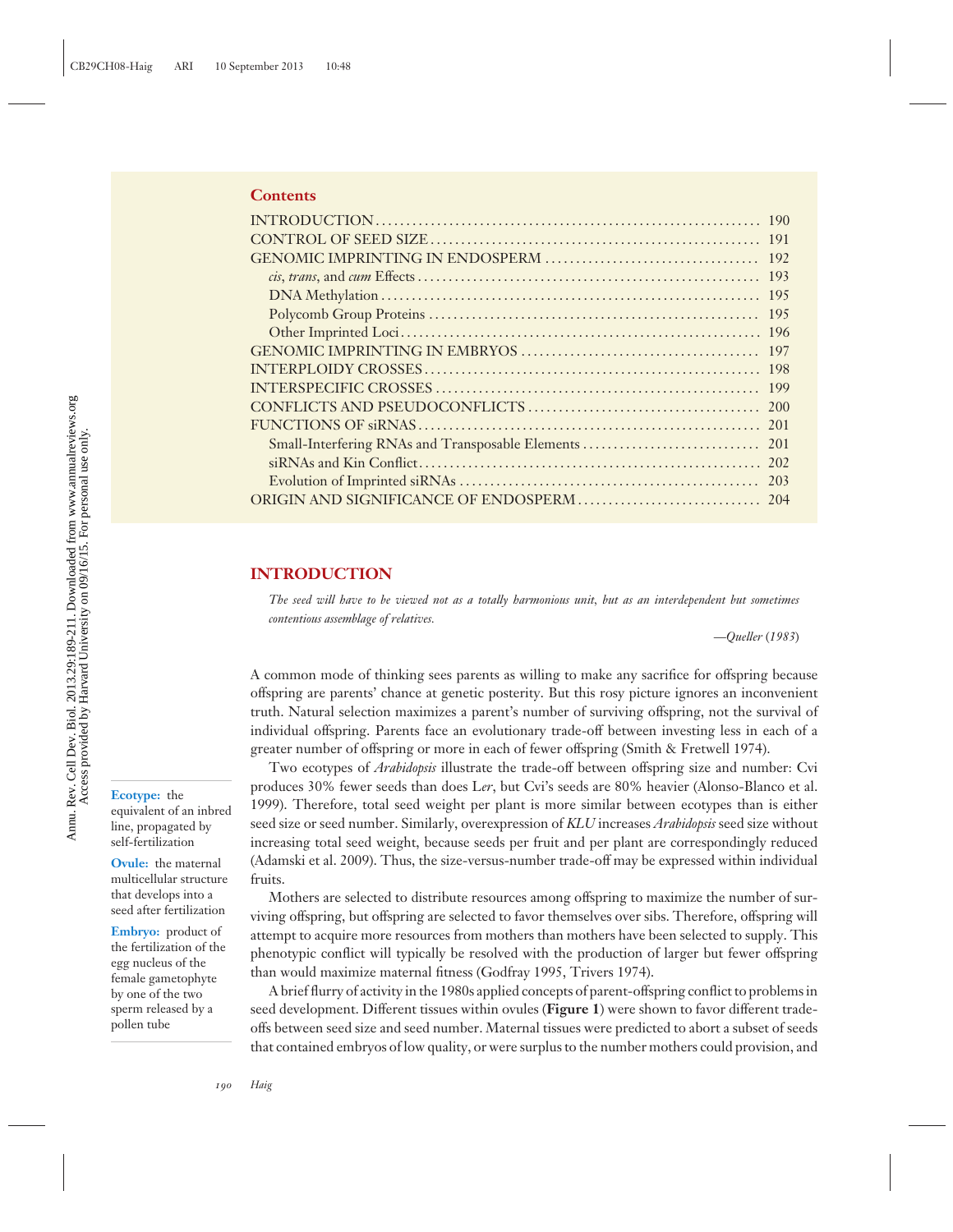## Contents

| | |
|---|---|
| INTRODUCTION | 190 |
| CONTROL OF SEED SIZE | 191 |
| GENOMIC IMPRINTING IN ENDOSPERM | 192 |
| *cis*, *trans*, and *cum* Effects | 193 |
| DNA Methylation | 195 |
| Polycomb Group Proteins | 195 |
| Other Imprinted Loci | 196 |
| GENOMIC IMPRINTING IN EMBRYOS | 197 |
| INTERPLOIDY CROSSES | 198 |
| INTERSPECIFIC CROSSES | 199 |
| CONFLICTS AND PSEUDOCONFLICTS | 200 |
| FUNCTIONS OF siRNAS | 201 |
| Small-Interfering RNAs and Transposable Elements | 201 |
| siRNAs and Kin Conflict | 202 |
| Evolution of Imprinted siRNAs | 203 |
| ORIGIN AND SIGNIFICANCE OF ENDOSPERM | 204 |

## INTRODUCTION

*The seed will have to be viewed not as a totally harmonious unit, but as an interdependent but sometimes contentious assemblage of relatives.*

—*Queller* (*1983*)

A common mode of thinking sees parents as willing to make any sacrifice for offspring because offspring are parents' chance at genetic posterity. But this rosy picture ignores an inconvenient truth. Natural selection maximizes a parent's number of surviving offspring, not the survival of individual offspring. Parents face an evolutionary trade-off between investing less in each of a greater number of offspring or more in each of fewer offspring (Smith & Fretwell 1974).

Two ecotypes of *Arabidopsis* illustrate the trade-off between offspring size and number: Cvi produces 30% fewer seeds than does L*er*, but Cvi's seeds are 80% heavier (Alonso-Blanco et al. 1999). Therefore, total seed weight per plant is more similar between ecotypes than is either seed size or seed number. Similarly, overexpression of *KLU* increases *Arabidopsis* seed size without increasing total seed weight, because seeds per fruit and per plant are correspondingly reduced (Adamski et al. 2009). Thus, the size-versus-number trade-off may be expressed within individual fruits.

**Ecotype:** the equivalent of an inbred line, propagated by self-fertilization

**Ovule:** the maternal multicellular structure that develops into a seed after fertilization

**Embryo:** product of the fertilization of the egg nucleus of the female gametophyte by one of the two sperm released by a pollen tube

Mothers are selected to distribute resources among offspring to maximize the number of surviving offspring, but offspring are selected to favor themselves over sibs. Therefore, offspring will attempt to acquire more resources from mothers than mothers have been selected to supply. This phenotypic conflict will typically be resolved with the production of larger but fewer offspring than would maximize maternal fitness (Godfray 1995, Trivers 1974).

A brief flurry of activity in the 1980s applied concepts of parent-offspring conflict to problems in seed development. Different tissues within ovules (**Figure 1**) were shown to favor different trade-offs between seed size and seed number. Maternal tissues were predicted to abort a subset of seeds that contained embryos of low quality, or were surplus to the number mothers could provision, and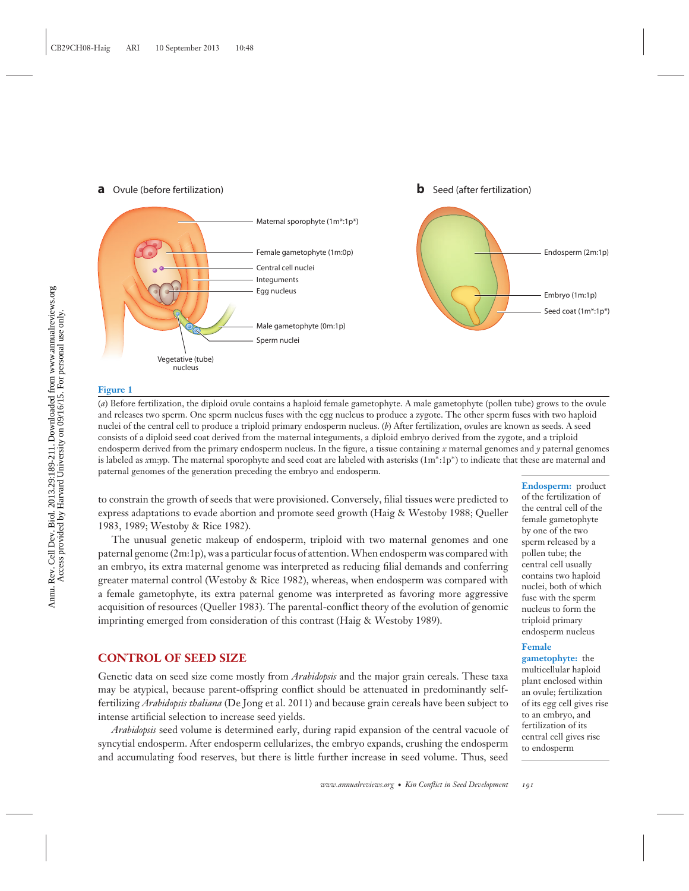**a** Ovule (before fertilization)

Maternal sporophyte (1m*:1p*)
Female gametophyte (1m:0p)
Central cell nuclei
Integuments
Egg nucleus
Male gametophyte (0m:1p)
Sperm nuclei
Vegetative (tube) nucleus

**b** Seed (after fertilization)

Endosperm (2m:1p)
Embryo (1m:1p)
Seed coat (1m*:1p*)

**Figure 1**

(*a*) Before fertilization, the diploid ovule contains a haploid female gametophyte. A male gametophyte (pollen tube) grows to the ovule and releases two sperm. One sperm nucleus fuses with the egg nucleus to produce a zygote. The other sperm fuses with two haploid nuclei of the central cell to produce a triploid primary endosperm nucleus. (*b*) After fertilization, ovules are known as seeds. A seed consists of a diploid seed coat derived from the maternal integuments, a diploid embryo derived from the zygote, and a triploid endosperm derived from the primary endosperm nucleus. In the figure, a tissue containing *x* maternal genomes and *y* paternal genomes is labeled as *x*m:*y*p. The maternal sporophyte and seed coat are labeled with asterisks (1m*:1p*) to indicate that these are maternal and paternal genomes of the generation preceding the embryo and endosperm.

to constrain the growth of seeds that were provisioned. Conversely, filial tissues were predicted to express adaptations to evade abortion and promote seed growth (Haig & Westoby 1988; Queller 1983, 1989; Westoby & Rice 1982).

The unusual genetic makeup of endosperm, triploid with two maternal genomes and one paternal genome (2m:1p), was a particular focus of attention. When endosperm was compared with an embryo, its extra maternal genome was interpreted as reducing filial demands and conferring greater maternal control (Westoby & Rice 1982), whereas, when endosperm was compared with a female gametophyte, its extra paternal genome was interpreted as favoring more aggressive acquisition of resources (Queller 1983). The parental-conflict theory of the evolution of genomic imprinting emerged from consideration of this contrast (Haig & Westoby 1989).

**Endosperm:** product of the fertilization of the central cell of the female gametophyte by one of the two sperm released by a pollen tube; the central cell usually contains two haploid nuclei, both of which fuse with the sperm nucleus to form the triploid primary endosperm nucleus

**Female gametophyte:** the multicellular haploid plant enclosed within an ovule; fertilization of its egg cell gives rise to an embryo, and fertilization of its central cell gives rise to endosperm

## CONTROL OF SEED SIZE

Genetic data on seed size come mostly from *Arabidopsis* and the major grain cereals. These taxa may be atypical, because parent-offspring conflict should be attenuated in predominantly self-fertilizing *Arabidopsis thaliana* (De Jong et al. 2011) and because grain cereals have been subject to intense artificial selection to increase seed yields.

*Arabidopsis* seed volume is determined early, during rapid expansion of the central vacuole of syncytial endosperm. After endosperm cellularizes, the embryo expands, crushing the endosperm and accumulating food reserves, but there is little further increase in seed volume. Thus, seed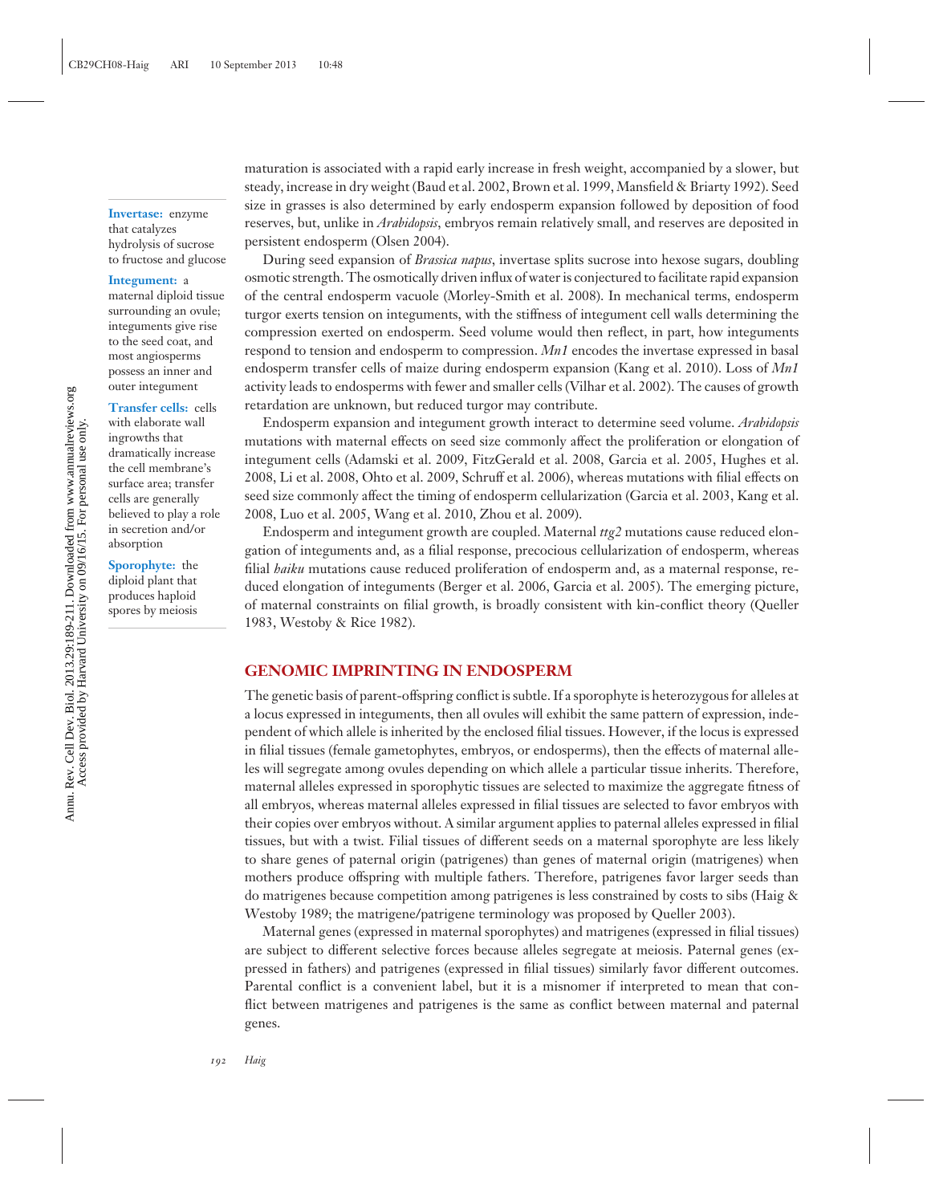maturation is associated with a rapid early increase in fresh weight, accompanied by a slower, but steady, increase in dry weight (Baud et al. 2002, Brown et al. 1999, Mansfield & Briarty 1992). Seed size in grasses is also determined by early endosperm expansion followed by deposition of food reserves, but, unlike in *Arabidopsis*, embryos remain relatively small, and reserves are deposited in persistent endosperm (Olsen 2004).

**Invertase:** enzyme that catalyzes hydrolysis of sucrose to fructose and glucose

**Integument:** a maternal diploid tissue surrounding an ovule; integuments give rise to the seed coat, and most angiosperms possess an inner and outer integument

**Transfer cells:** cells with elaborate wall ingrowths that dramatically increase the cell membrane's surface area; transfer cells are generally believed to play a role in secretion and/or absorption

**Sporophyte:** the diploid plant that produces haploid spores by meiosis

During seed expansion of *Brassica napus*, invertase splits sucrose into hexose sugars, doubling osmotic strength. The osmotically driven influx of water is conjectured to facilitate rapid expansion of the central endosperm vacuole (Morley-Smith et al. 2008). In mechanical terms, endosperm turgor exerts tension on integuments, with the stiffness of integument cell walls determining the compression exerted on endosperm. Seed volume would then reflect, in part, how integuments respond to tension and endosperm to compression. *Mn1* encodes the invertase expressed in basal endosperm transfer cells of maize during endosperm expansion (Kang et al. 2010). Loss of *Mn1* activity leads to endosperms with fewer and smaller cells (Vilhar et al. 2002). The causes of growth retardation are unknown, but reduced turgor may contribute.

Endosperm expansion and integument growth interact to determine seed volume. *Arabidopsis* mutations with maternal effects on seed size commonly affect the proliferation or elongation of integument cells (Adamski et al. 2009, FitzGerald et al. 2008, Garcia et al. 2005, Hughes et al. 2008, Li et al. 2008, Ohto et al. 2009, Schruff et al. 2006), whereas mutations with filial effects on seed size commonly affect the timing of endosperm cellularization (Garcia et al. 2003, Kang et al. 2008, Luo et al. 2005, Wang et al. 2010, Zhou et al. 2009).

Endosperm and integument growth are coupled. Maternal *ttg2* mutations cause reduced elongation of integuments and, as a filial response, precocious cellularization of endosperm, whereas filial *haiku* mutations cause reduced proliferation of endosperm and, as a maternal response, reduced elongation of integuments (Berger et al. 2006, Garcia et al. 2005). The emerging picture, of maternal constraints on filial growth, is broadly consistent with kin-conflict theory (Queller 1983, Westoby & Rice 1982).

## GENOMIC IMPRINTING IN ENDOSPERM

The genetic basis of parent-offspring conflict is subtle. If a sporophyte is heterozygous for alleles at a locus expressed in integuments, then all ovules will exhibit the same pattern of expression, independent of which allele is inherited by the enclosed filial tissues. However, if the locus is expressed in filial tissues (female gametophytes, embryos, or endosperms), then the effects of maternal alleles will segregate among ovules depending on which allele a particular tissue inherits. Therefore, maternal alleles expressed in sporophytic tissues are selected to maximize the aggregate fitness of all embryos, whereas maternal alleles expressed in filial tissues are selected to favor embryos with their copies over embryos without. A similar argument applies to paternal alleles expressed in filial tissues, but with a twist. Filial tissues of different seeds on a maternal sporophyte are less likely to share genes of paternal origin (patrigenes) than genes of maternal origin (matrigenes) when mothers produce offspring with multiple fathers. Therefore, patrigenes favor larger seeds than do matrigenes because competition among patrigenes is less constrained by costs to sibs (Haig & Westoby 1989; the matrigene/patrigene terminology was proposed by Queller 2003).

Maternal genes (expressed in maternal sporophytes) and matrigenes (expressed in filial tissues) are subject to different selective forces because alleles segregate at meiosis. Paternal genes (expressed in fathers) and patrigenes (expressed in filial tissues) similarly favor different outcomes. Parental conflict is a convenient label, but it is a misnomer if interpreted to mean that conflict between matrigenes and patrigenes is the same as conflict between maternal and paternal genes.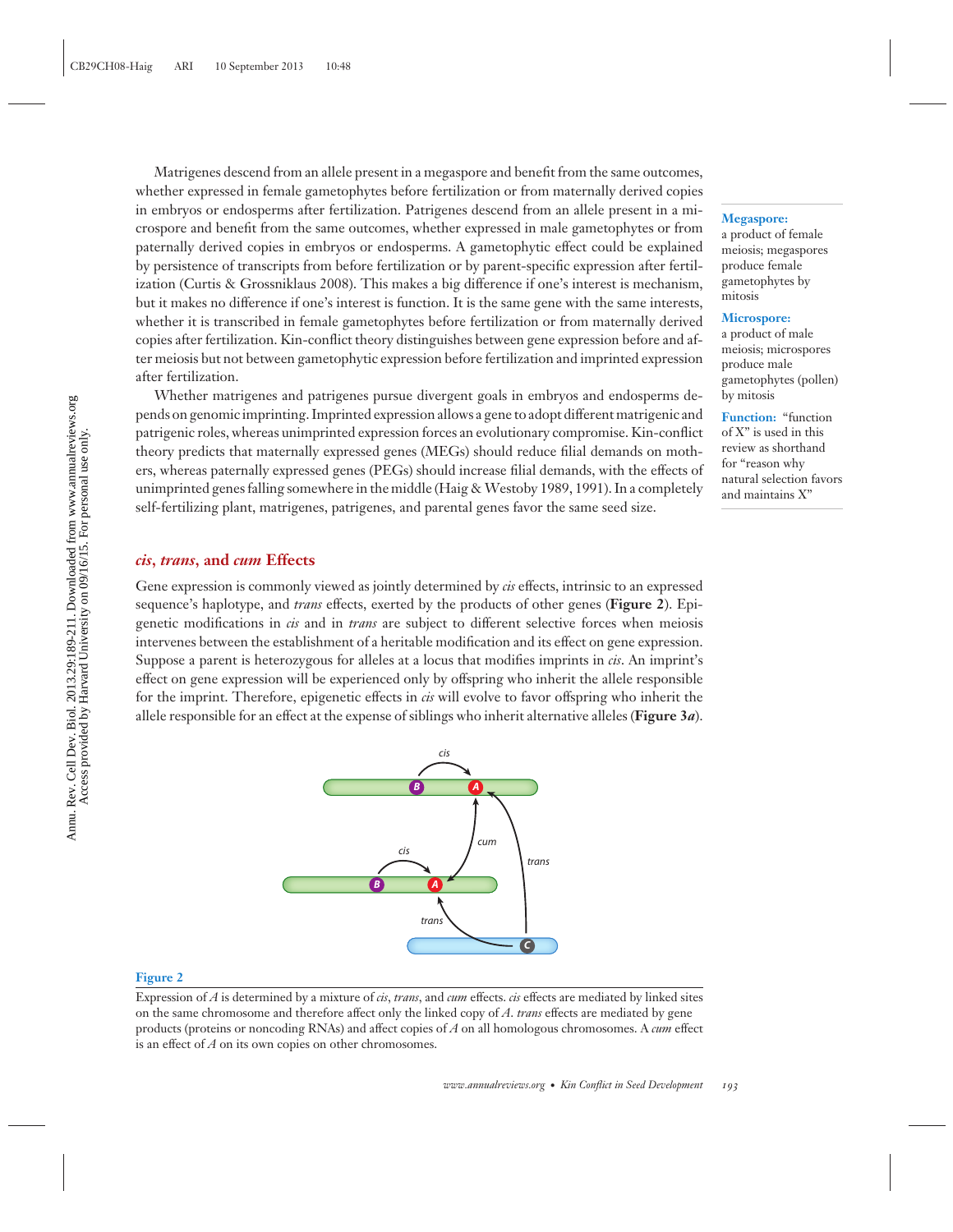Matrigenes descend from an allele present in a megaspore and benefit from the same outcomes, whether expressed in female gametophytes before fertilization or from maternally derived copies in embryos or endosperms after fertilization. Patrigenes descend from an allele present in a microspore and benefit from the same outcomes, whether expressed in male gametophytes or from paternally derived copies in embryos or endosperms. A gametophytic effect could be explained by persistence of transcripts from before fertilization or by parent-specific expression after fertilization (Curtis & Grossniklaus 2008). This makes a big difference if one's interest is mechanism, but it makes no difference if one's interest is function. It is the same gene with the same interests, whether it is transcribed in female gametophytes before fertilization or from maternally derived copies after fertilization. Kin-conflict theory distinguishes between gene expression before and after meiosis but not between gametophytic expression before fertilization and imprinted expression after fertilization.

Whether matrigenes and patrigenes pursue divergent goals in embryos and endosperms depends on genomic imprinting. Imprinted expression allows a gene to adopt different matrigenic and patrigenic roles, whereas unimprinted expression forces an evolutionary compromise. Kin-conflict theory predicts that maternally expressed genes (MEGs) should reduce filial demands on mothers, whereas paternally expressed genes (PEGs) should increase filial demands, with the effects of unimprinted genes falling somewhere in the middle (Haig & Westoby 1989, 1991). In a completely self-fertilizing plant, matrigenes, patrigenes, and parental genes favor the same seed size.

**Megaspore:** a product of female meiosis; megaspores produce female gametophytes by mitosis

**Microspore:** a product of male meiosis; microspores produce male gametophytes (pollen) by mitosis

**Function:** "function of X" is used in this review as shorthand for "reason why natural selection favors and maintains X"

## *cis*, *trans*, and *cum* Effects

Gene expression is commonly viewed as jointly determined by *cis* effects, intrinsic to an expressed sequence's haplotype, and *trans* effects, exerted by the products of other genes (**Figure 2**). Epigenetic modifications in *cis* and in *trans* are subject to different selective forces when meiosis intervenes between the establishment of a heritable modification and its effect on gene expression. Suppose a parent is heterozygous for alleles at a locus that modifies imprints in *cis*. An imprint's effect on gene expression will be experienced only by offspring who inherit the allele responsible for the imprint. Therefore, epigenetic effects in *cis* will evolve to favor offspring who inherit the allele responsible for an effect at the expense of siblings who inherit alternative alleles (**Figure 3*a***).

cis
B
A
cum
trans
cis
B
A
trans
C

**Figure 2**

Expression of *A* is determined by a mixture of *cis*, *trans*, and *cum* effects. *cis* effects are mediated by linked sites on the same chromosome and therefore affect only the linked copy of *A*. *trans* effects are mediated by gene products (proteins or noncoding RNAs) and affect copies of *A* on all homologous chromosomes. A *cum* effect is an effect of *A* on its own copies on other chromosomes.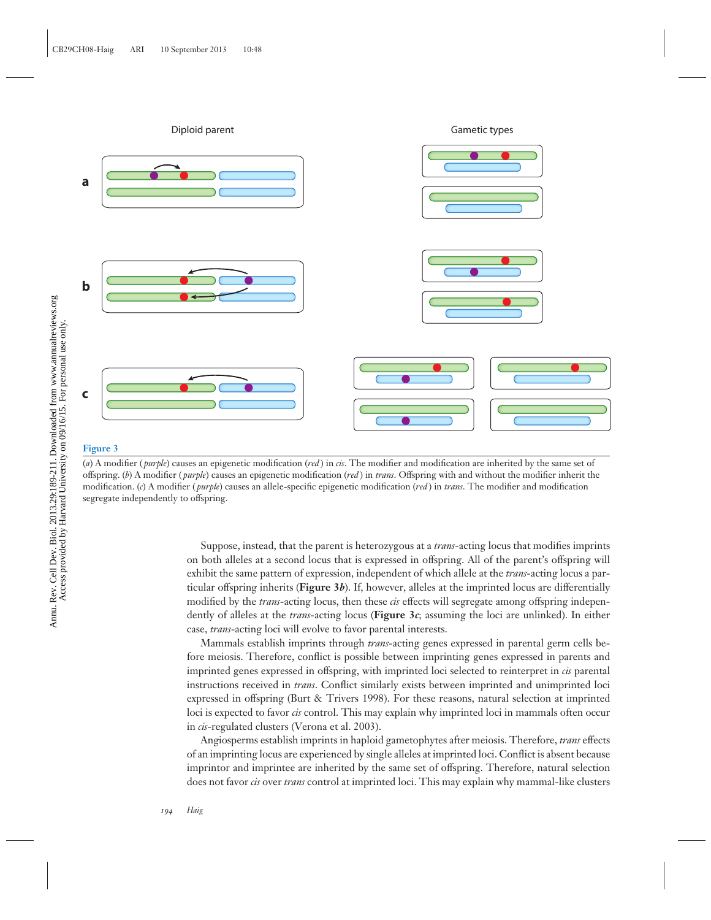Diploid parent

Gametic types

**a**

**b**

**c**

**Figure 3**

(*a*) A modifier (*purple*) causes an epigenetic modification (*red*) in *cis*. The modifier and modification are inherited by the same set of offspring. (*b*) A modifier (*purple*) causes an epigenetic modification (*red*) in *trans*. Offspring with and without the modifier inherit the modification. (*c*) A modifier (*purple*) causes an allele-specific epigenetic modification (*red*) in *trans*. The modifier and modification segregate independently to offspring.

Suppose, instead, that the parent is heterozygous at a *trans*-acting locus that modifies imprints on both alleles at a second locus that is expressed in offspring. All of the parent's offspring will exhibit the same pattern of expression, independent of which allele at the *trans*-acting locus a particular offspring inherits (**Figure 3*b***). If, however, alleles at the imprinted locus are differentially modified by the *trans*-acting locus, then these *cis* effects will segregate among offspring independently of alleles at the *trans*-acting locus (**Figure 3*c***; assuming the loci are unlinked). In either case, *trans*-acting loci will evolve to favor parental interests.

Mammals establish imprints through *trans*-acting genes expressed in parental germ cells before meiosis. Therefore, conflict is possible between imprinting genes expressed in parents and imprinted genes expressed in offspring, with imprinted loci selected to reinterpret in *cis* parental instructions received in *trans*. Conflict similarly exists between imprinted and unimprinted loci expressed in offspring (Burt & Trivers 1998). For these reasons, natural selection at imprinted loci is expected to favor *cis* control. This may explain why imprinted loci in mammals often occur in *cis*-regulated clusters (Verona et al. 2003).

Angiosperms establish imprints in haploid gametophytes after meiosis. Therefore, *trans* effects of an imprinting locus are experienced by single alleles at imprinted loci. Conflict is absent because imprintor and imprintee are inherited by the same set of offspring. Therefore, natural selection does not favor *cis* over *trans* control at imprinted loci. This may explain why mammal-like clusters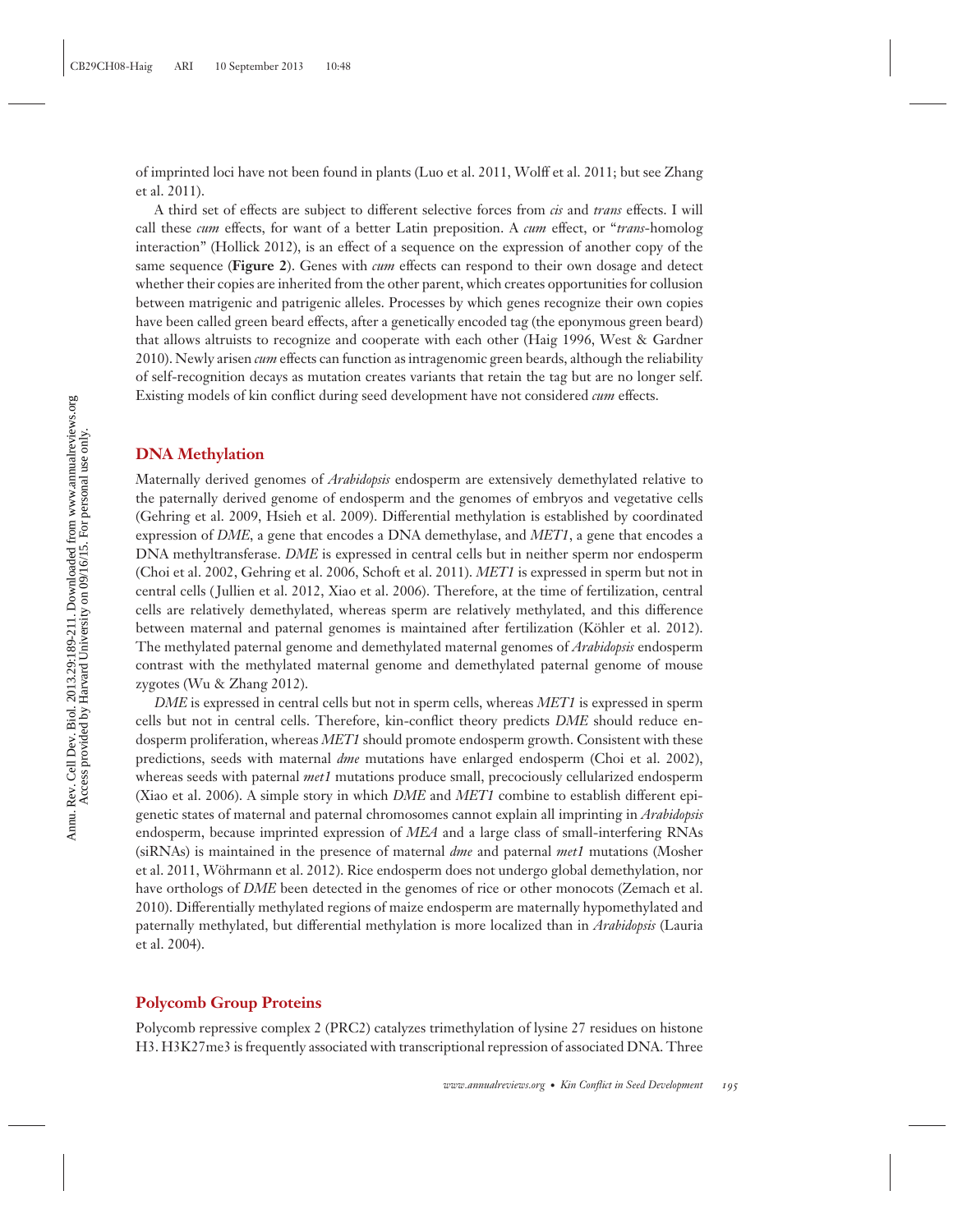of imprinted loci have not been found in plants (Luo et al. 2011, Wolff et al. 2011; but see Zhang et al. 2011).

A third set of effects are subject to different selective forces from *cis* and *trans* effects. I will call these *cum* effects, for want of a better Latin preposition. A *cum* effect, or "*trans*-homolog interaction" (Hollick 2012), is an effect of a sequence on the expression of another copy of the same sequence (**Figure 2**). Genes with *cum* effects can respond to their own dosage and detect whether their copies are inherited from the other parent, which creates opportunities for collusion between matrigenic and patrigenic alleles. Processes by which genes recognize their own copies have been called green beard effects, after a genetically encoded tag (the eponymous green beard) that allows altruists to recognize and cooperate with each other (Haig 1996, West & Gardner 2010). Newly arisen *cum* effects can function as intragenomic green beards, although the reliability of self-recognition decays as mutation creates variants that retain the tag but are no longer self. Existing models of kin conflict during seed development have not considered *cum* effects.

## DNA Methylation

Maternally derived genomes of *Arabidopsis* endosperm are extensively demethylated relative to the paternally derived genome of endosperm and the genomes of embryos and vegetative cells (Gehring et al. 2009, Hsieh et al. 2009). Differential methylation is established by coordinated expression of *DME*, a gene that encodes a DNA demethylase, and *MET1*, a gene that encodes a DNA methyltransferase. *DME* is expressed in central cells but in neither sperm nor endosperm (Choi et al. 2002, Gehring et al. 2006, Schoft et al. 2011). *MET1* is expressed in sperm but not in central cells (Jullien et al. 2012, Xiao et al. 2006). Therefore, at the time of fertilization, central cells are relatively demethylated, whereas sperm are relatively methylated, and this difference between maternal and paternal genomes is maintained after fertilization (Köhler et al. 2012). The methylated paternal genome and demethylated maternal genomes of *Arabidopsis* endosperm contrast with the methylated maternal genome and demethylated paternal genome of mouse zygotes (Wu & Zhang 2012).

*DME* is expressed in central cells but not in sperm cells, whereas *MET1* is expressed in sperm cells but not in central cells. Therefore, kin-conflict theory predicts *DME* should reduce endosperm proliferation, whereas *MET1* should promote endosperm growth. Consistent with these predictions, seeds with maternal *dme* mutations have enlarged endosperm (Choi et al. 2002), whereas seeds with paternal *met1* mutations produce small, precociously cellularized endosperm (Xiao et al. 2006). A simple story in which *DME* and *MET1* combine to establish different epigenetic states of maternal and paternal chromosomes cannot explain all imprinting in *Arabidopsis* endosperm, because imprinted expression of *MEA* and a large class of small-interfering RNAs (siRNAs) is maintained in the presence of maternal *dme* and paternal *met1* mutations (Mosher et al. 2011, Wöhrmann et al. 2012). Rice endosperm does not undergo global demethylation, nor have orthologs of *DME* been detected in the genomes of rice or other monocots (Zemach et al. 2010). Differentially methylated regions of maize endosperm are maternally hypomethylated and paternally methylated, but differential methylation is more localized than in *Arabidopsis* (Lauria et al. 2004).

## Polycomb Group Proteins

Polycomb repressive complex 2 (PRC2) catalyzes trimethylation of lysine 27 residues on histone H3. H3K27me3 is frequently associated with transcriptional repression of associated DNA. Three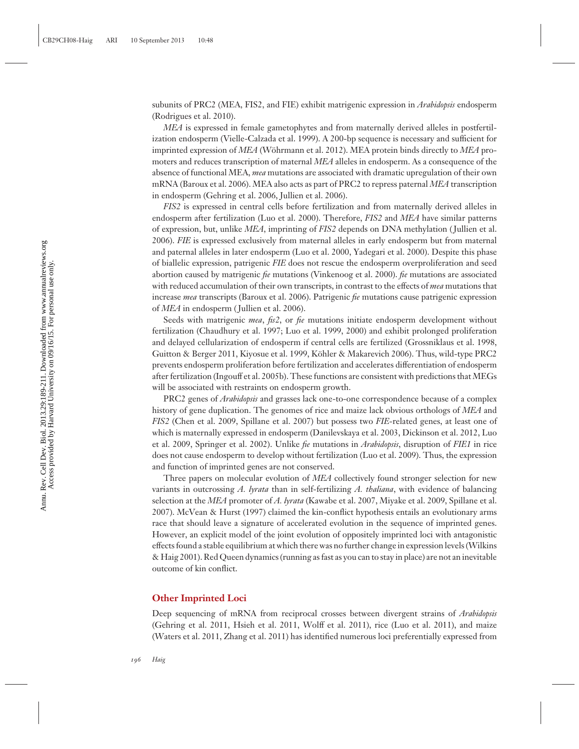subunits of PRC2 (MEA, FIS2, and FIE) exhibit matrigenic expression in *Arabidopsis* endosperm (Rodrigues et al. 2010).

*MEA* is expressed in female gametophytes and from maternally derived alleles in postfertilization endosperm (Vielle-Calzada et al. 1999). A 200-bp sequence is necessary and sufficient for imprinted expression of *MEA* (Wöhrmann et al. 2012). MEA protein binds directly to *MEA* promoters and reduces transcription of maternal *MEA* alleles in endosperm. As a consequence of the absence of functional MEA, *mea* mutations are associated with dramatic upregulation of their own mRNA (Baroux et al. 2006). MEA also acts as part of PRC2 to repress paternal *MEA* transcription in endosperm (Gehring et al. 2006, Jullien et al. 2006).

*FIS2* is expressed in central cells before fertilization and from maternally derived alleles in endosperm after fertilization (Luo et al. 2000). Therefore, *FIS2* and *MEA* have similar patterns of expression, but, unlike *MEA*, imprinting of *FIS2* depends on DNA methylation (Jullien et al. 2006). *FIE* is expressed exclusively from maternal alleles in early endosperm but from maternal and paternal alleles in later endosperm (Luo et al. 2000, Yadegari et al. 2000). Despite this phase of biallelic expression, patrigenic *FIE* does not rescue the endosperm overproliferation and seed abortion caused by matrigenic *fie* mutations (Vinkenoog et al. 2000). *fie* mutations are associated with reduced accumulation of their own transcripts, in contrast to the effects of *mea* mutations that increase *mea* transcripts (Baroux et al. 2006). Patrigenic *fie* mutations cause patrigenic expression of *MEA* in endosperm (Jullien et al. 2006).

Seeds with matrigenic *mea*, *fis2*, or *fie* mutations initiate endosperm development without fertilization (Chaudhury et al. 1997; Luo et al. 1999, 2000) and exhibit prolonged proliferation and delayed cellularization of endosperm if central cells are fertilized (Grossniklaus et al. 1998, Guitton & Berger 2011, Kiyosue et al. 1999, Köhler & Makarevich 2006). Thus, wild-type PRC2 prevents endosperm proliferation before fertilization and accelerates differentiation of endosperm after fertilization (Ingouff et al. 2005b). These functions are consistent with predictions that MEGs will be associated with restraints on endosperm growth.

PRC2 genes of *Arabidopsis* and grasses lack one-to-one correspondence because of a complex history of gene duplication. The genomes of rice and maize lack obvious orthologs of *MEA* and *FIS2* (Chen et al. 2009, Spillane et al. 2007) but possess two *FIE*-related genes, at least one of which is maternally expressed in endosperm (Danilevskaya et al. 2003, Dickinson et al. 2012, Luo et al. 2009, Springer et al. 2002). Unlike *fie* mutations in *Arabidopsis*, disruption of *FIE1* in rice does not cause endosperm to develop without fertilization (Luo et al. 2009). Thus, the expression and function of imprinted genes are not conserved.

Three papers on molecular evolution of *MEA* collectively found stronger selection for new variants in outcrossing *A. lyrata* than in self-fertilizing *A. thaliana*, with evidence of balancing selection at the *MEA* promoter of *A. lyrata* (Kawabe et al. 2007, Miyake et al. 2009, Spillane et al. 2007). McVean & Hurst (1997) claimed the kin-conflict hypothesis entails an evolutionary arms race that should leave a signature of accelerated evolution in the sequence of imprinted genes. However, an explicit model of the joint evolution of oppositely imprinted loci with antagonistic effects found a stable equilibrium at which there was no further change in expression levels (Wilkins & Haig 2001). Red Queen dynamics (running as fast as you can to stay in place) are not an inevitable outcome of kin conflict.

## Other Imprinted Loci

Deep sequencing of mRNA from reciprocal crosses between divergent strains of *Arabidopsis* (Gehring et al. 2011, Hsieh et al. 2011, Wolff et al. 2011), rice (Luo et al. 2011), and maize (Waters et al. 2011, Zhang et al. 2011) has identified numerous loci preferentially expressed from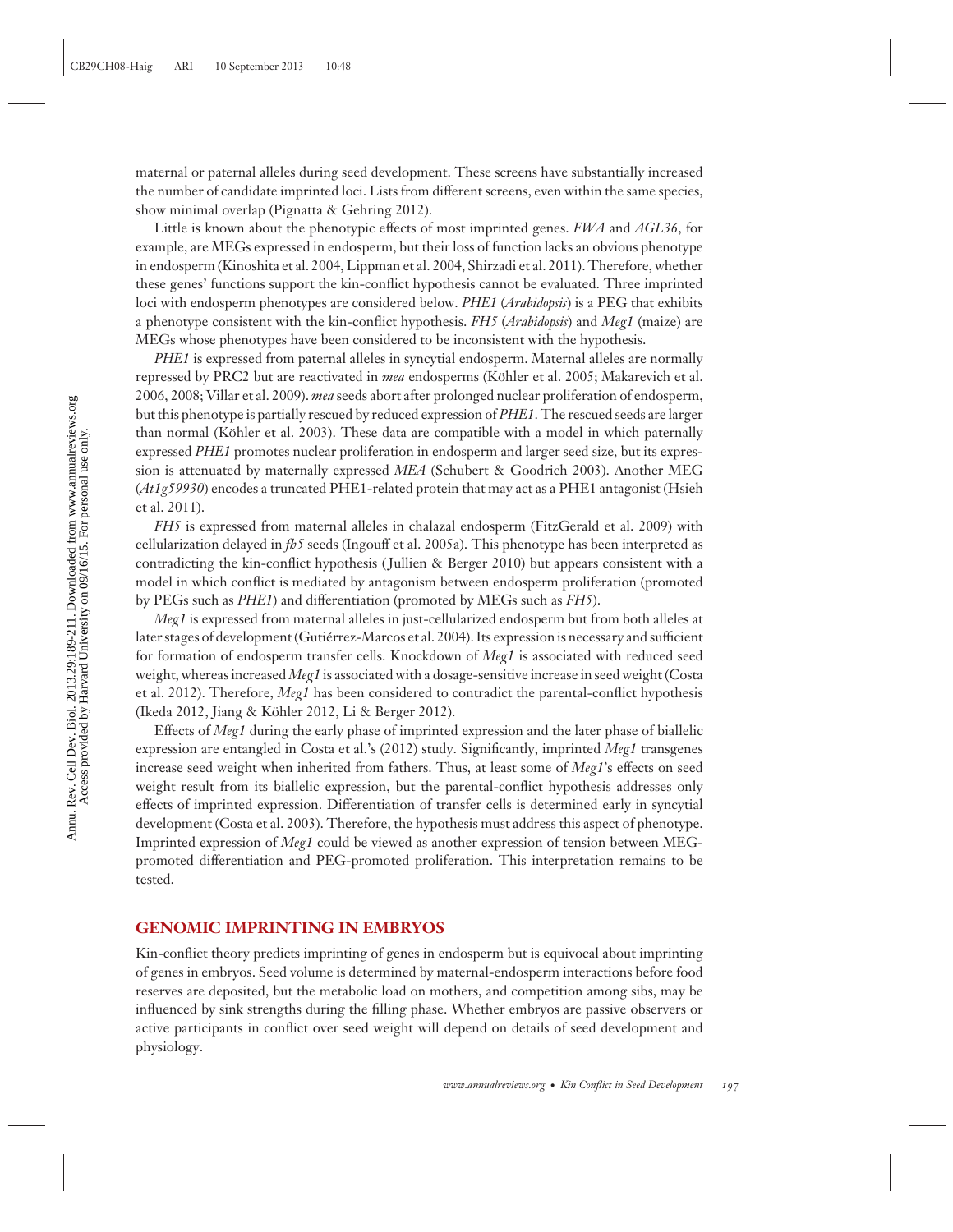maternal or paternal alleles during seed development. These screens have substantially increased the number of candidate imprinted loci. Lists from different screens, even within the same species, show minimal overlap (Pignatta & Gehring 2012).

Little is known about the phenotypic effects of most imprinted genes. *FWA* and *AGL36*, for example, are MEGs expressed in endosperm, but their loss of function lacks an obvious phenotype in endosperm (Kinoshita et al. 2004, Lippman et al. 2004, Shirzadi et al. 2011). Therefore, whether these genes' functions support the kin-conflict hypothesis cannot be evaluated. Three imprinted loci with endosperm phenotypes are considered below. *PHE1* (*Arabidopsis*) is a PEG that exhibits a phenotype consistent with the kin-conflict hypothesis. *FH5* (*Arabidopsis*) and *Meg1* (maize) are MEGs whose phenotypes have been considered to be inconsistent with the hypothesis.

*PHE1* is expressed from paternal alleles in syncytial endosperm. Maternal alleles are normally repressed by PRC2 but are reactivated in *mea* endosperms (Köhler et al. 2005; Makarevich et al. 2006, 2008; Villar et al. 2009). *mea* seeds abort after prolonged nuclear proliferation of endosperm, but this phenotype is partially rescued by reduced expression of *PHE1*. The rescued seeds are larger than normal (Köhler et al. 2003). These data are compatible with a model in which paternally expressed *PHE1* promotes nuclear proliferation in endosperm and larger seed size, but its expression is attenuated by maternally expressed *MEA* (Schubert & Goodrich 2003). Another MEG (*At1g59930*) encodes a truncated PHE1-related protein that may act as a PHE1 antagonist (Hsieh et al. 2011).

*FH5* is expressed from maternal alleles in chalazal endosperm (FitzGerald et al. 2009) with cellularization delayed in *fh5* seeds (Ingouff et al. 2005a). This phenotype has been interpreted as contradicting the kin-conflict hypothesis (Jullien & Berger 2010) but appears consistent with a model in which conflict is mediated by antagonism between endosperm proliferation (promoted by PEGs such as *PHE1*) and differentiation (promoted by MEGs such as *FH5*).

*Meg1* is expressed from maternal alleles in just-cellularized endosperm but from both alleles at later stages of development (Gutiérrez-Marcos et al. 2004). Its expression is necessary and sufficient for formation of endosperm transfer cells. Knockdown of *Meg1* is associated with reduced seed weight, whereas increased *Meg1* is associated with a dosage-sensitive increase in seed weight (Costa et al. 2012). Therefore, *Meg1* has been considered to contradict the parental-conflict hypothesis (Ikeda 2012, Jiang & Köhler 2012, Li & Berger 2012).

Effects of *Meg1* during the early phase of imprinted expression and the later phase of biallelic expression are entangled in Costa et al.'s (2012) study. Significantly, imprinted *Meg1* transgenes increase seed weight when inherited from fathers. Thus, at least some of *Meg1*'s effects on seed weight result from its biallelic expression, but the parental-conflict hypothesis addresses only effects of imprinted expression. Differentiation of transfer cells is determined early in syncytial development (Costa et al. 2003). Therefore, the hypothesis must address this aspect of phenotype. Imprinted expression of *Meg1* could be viewed as another expression of tension between MEG-promoted differentiation and PEG-promoted proliferation. This interpretation remains to be tested.

## GENOMIC IMPRINTING IN EMBRYOS

Kin-conflict theory predicts imprinting of genes in endosperm but is equivocal about imprinting of genes in embryos. Seed volume is determined by maternal-endosperm interactions before food reserves are deposited, but the metabolic load on mothers, and competition among sibs, may be influenced by sink strengths during the filling phase. Whether embryos are passive observers or active participants in conflict over seed weight will depend on details of seed development and physiology.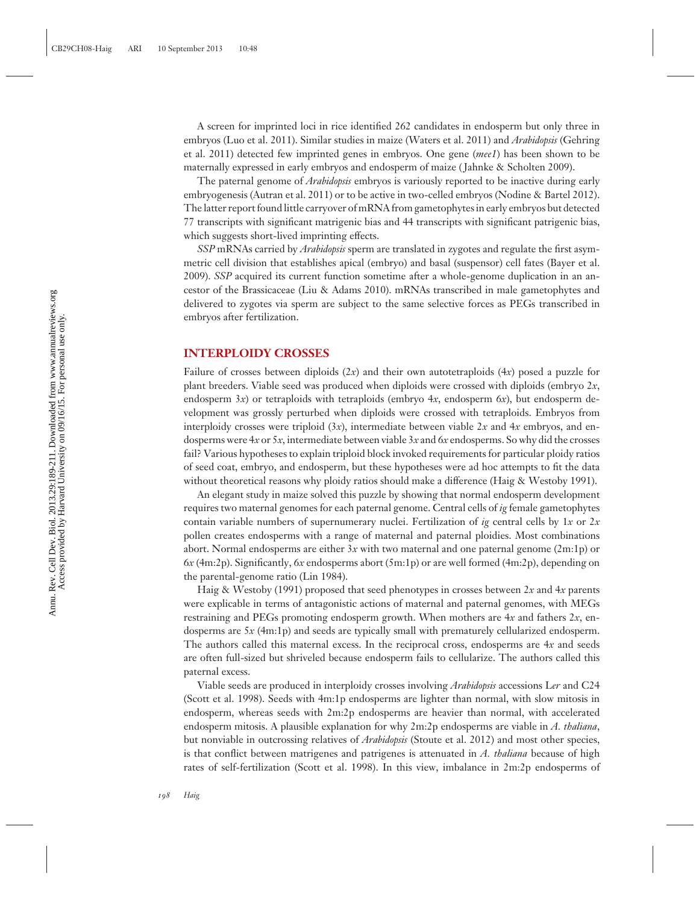A screen for imprinted loci in rice identified 262 candidates in endosperm but only three in embryos (Luo et al. 2011). Similar studies in maize (Waters et al. 2011) and *Arabidopsis* (Gehring et al. 2011) detected few imprinted genes in embryos. One gene (*mee1*) has been shown to be maternally expressed in early embryos and endosperm of maize (Jahnke & Scholten 2009).

The paternal genome of *Arabidopsis* embryos is variously reported to be inactive during early embryogenesis (Autran et al. 2011) or to be active in two-celled embryos (Nodine & Bartel 2012). The latter report found little carryover of mRNA from gametophytes in early embryos but detected 77 transcripts with significant matrigenic bias and 44 transcripts with significant patrigenic bias, which suggests short-lived imprinting effects.

*SSP* mRNAs carried by *Arabidopsis* sperm are translated in zygotes and regulate the first asymmetric cell division that establishes apical (embryo) and basal (suspensor) cell fates (Bayer et al. 2009). *SSP* acquired its current function sometime after a whole-genome duplication in an ancestor of the Brassicaceae (Liu & Adams 2010). mRNAs transcribed in male gametophytes and delivered to zygotes via sperm are subject to the same selective forces as PEGs transcribed in embryos after fertilization.

## INTERPLOIDY CROSSES

Failure of crosses between diploids (2*x*) and their own autotetraploids (4*x*) posed a puzzle for plant breeders. Viable seed was produced when diploids were crossed with diploids (embryo 2*x*, endosperm 3*x*) or tetraploids with tetraploids (embryo 4*x*, endosperm 6*x*), but endosperm development was grossly perturbed when diploids were crossed with tetraploids. Embryos from interploidy crosses were triploid (3*x*), intermediate between viable 2*x* and 4*x* embryos, and endosperms were 4*x* or 5*x*, intermediate between viable 3*x* and 6*x* endosperms. So why did the crosses fail? Various hypotheses to explain triploid block invoked requirements for particular ploidy ratios of seed coat, embryo, and endosperm, but these hypotheses were ad hoc attempts to fit the data without theoretical reasons why ploidy ratios should make a difference (Haig & Westoby 1991).

An elegant study in maize solved this puzzle by showing that normal endosperm development requires two maternal genomes for each paternal genome. Central cells of *ig* female gametophytes contain variable numbers of supernumerary nuclei. Fertilization of *ig* central cells by 1*x* or 2*x* pollen creates endosperms with a range of maternal and paternal ploidies. Most combinations abort. Normal endosperms are either 3*x* with two maternal and one paternal genome (2m:1p) or 6*x* (4m:2p). Significantly, 6*x* endosperms abort (5m:1p) or are well formed (4m:2p), depending on the parental-genome ratio (Lin 1984).

Haig & Westoby (1991) proposed that seed phenotypes in crosses between 2*x* and 4*x* parents were explicable in terms of antagonistic actions of maternal and paternal genomes, with MEGs restraining and PEGs promoting endosperm growth. When mothers are 4*x* and fathers 2*x*, endosperms are 5*x* (4m:1p) and seeds are typically small with prematurely cellularized endosperm. The authors called this maternal excess. In the reciprocal cross, endosperms are 4*x* and seeds are often full-sized but shriveled because endosperm fails to cellularize. The authors called this paternal excess.

Viable seeds are produced in interploidy crosses involving *Arabidopsis* accessions L*er* and C24 (Scott et al. 1998). Seeds with 4m:1p endosperms are lighter than normal, with slow mitosis in endosperm, whereas seeds with 2m:2p endosperms are heavier than normal, with accelerated endosperm mitosis. A plausible explanation for why 2m:2p endosperms are viable in *A. thaliana*, but nonviable in outcrossing relatives of *Arabidopsis* (Stoute et al. 2012) and most other species, is that conflict between matrigenes and patrigenes is attenuated in *A. thaliana* because of high rates of self-fertilization (Scott et al. 1998). In this view, imbalance in 2m:2p endosperms of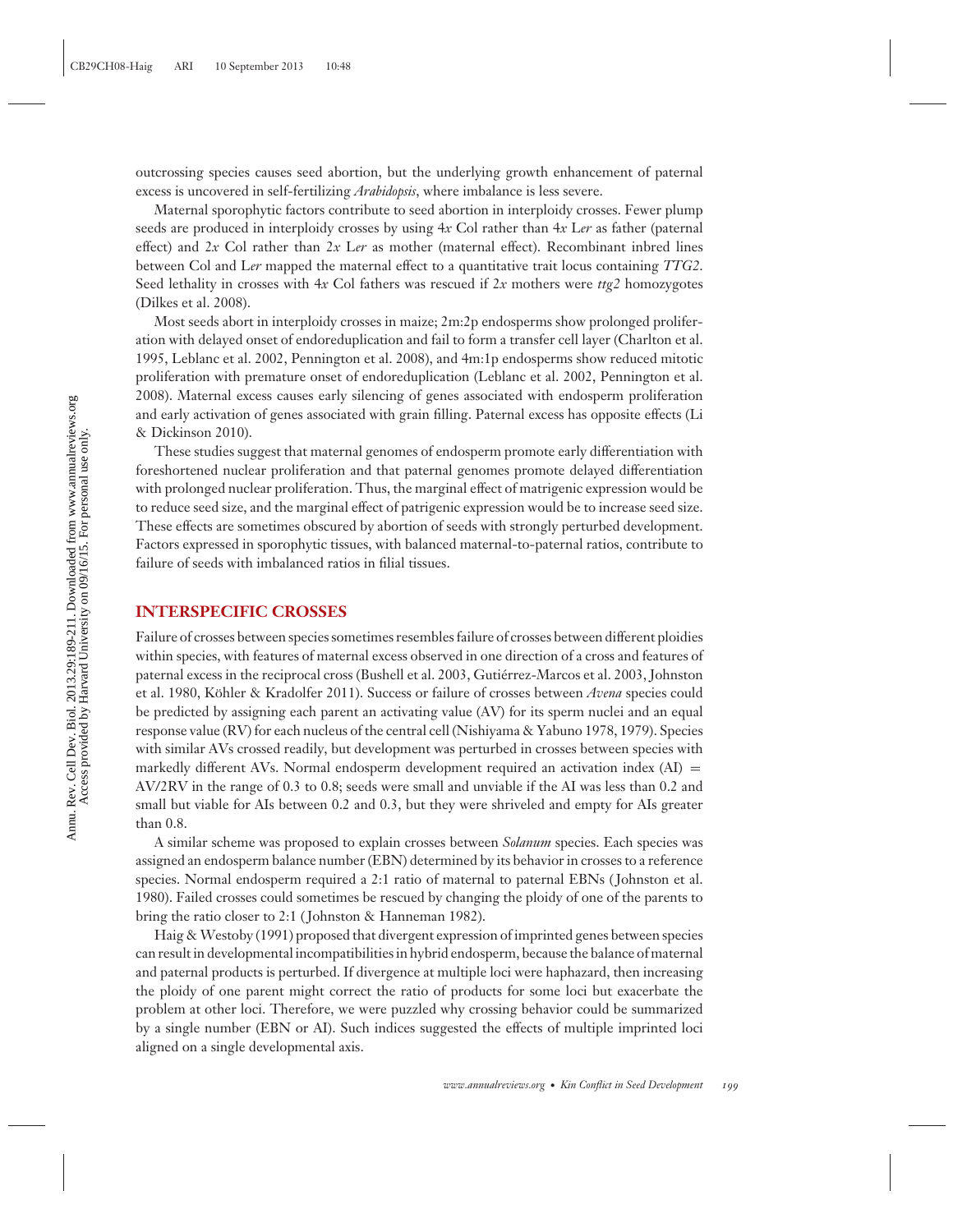outcrossing species causes seed abortion, but the underlying growth enhancement of paternal excess is uncovered in self-fertilizing *Arabidopsis*, where imbalance is less severe.

Maternal sporophytic factors contribute to seed abortion in interploidy crosses. Fewer plump seeds are produced in interploidy crosses by using 4*x* Col rather than 4*x* L*er* as father (paternal effect) and 2*x* Col rather than 2*x* L*er* as mother (maternal effect). Recombinant inbred lines between Col and L*er* mapped the maternal effect to a quantitative trait locus containing *TTG2*. Seed lethality in crosses with 4*x* Col fathers was rescued if 2*x* mothers were *ttg2* homozygotes (Dilkes et al. 2008).

Most seeds abort in interploidy crosses in maize; 2m:2p endosperms show prolonged proliferation with delayed onset of endoreduplication and fail to form a transfer cell layer (Charlton et al. 1995, Leblanc et al. 2002, Pennington et al. 2008), and 4m:1p endosperms show reduced mitotic proliferation with premature onset of endoreduplication (Leblanc et al. 2002, Pennington et al. 2008). Maternal excess causes early silencing of genes associated with endosperm proliferation and early activation of genes associated with grain filling. Paternal excess has opposite effects (Li & Dickinson 2010).

These studies suggest that maternal genomes of endosperm promote early differentiation with foreshortened nuclear proliferation and that paternal genomes promote delayed differentiation with prolonged nuclear proliferation. Thus, the marginal effect of matrigenic expression would be to reduce seed size, and the marginal effect of patrigenic expression would be to increase seed size. These effects are sometimes obscured by abortion of seeds with strongly perturbed development. Factors expressed in sporophytic tissues, with balanced maternal-to-paternal ratios, contribute to failure of seeds with imbalanced ratios in filial tissues.

## INTERSPECIFIC CROSSES

Failure of crosses between species sometimes resembles failure of crosses between different ploidies within species, with features of maternal excess observed in one direction of a cross and features of paternal excess in the reciprocal cross (Bushell et al. 2003, Gutiérrez-Marcos et al. 2003, Johnston et al. 1980, Köhler & Kradolfer 2011). Success or failure of crosses between *Avena* species could be predicted by assigning each parent an activating value (AV) for its sperm nuclei and an equal response value (RV) for each nucleus of the central cell (Nishiyama & Yabuno 1978, 1979). Species with similar AVs crossed readily, but development was perturbed in crosses between species with markedly different AVs. Normal endosperm development required an activation index (AI) = AV/2RV in the range of 0.3 to 0.8; seeds were small and unviable if the AI was less than 0.2 and small but viable for AIs between 0.2 and 0.3, but they were shriveled and empty for AIs greater than 0.8.

A similar scheme was proposed to explain crosses between *Solanum* species. Each species was assigned an endosperm balance number (EBN) determined by its behavior in crosses to a reference species. Normal endosperm required a 2:1 ratio of maternal to paternal EBNs (Johnston et al. 1980). Failed crosses could sometimes be rescued by changing the ploidy of one of the parents to bring the ratio closer to 2:1 (Johnston & Hanneman 1982).

Haig & Westoby (1991) proposed that divergent expression of imprinted genes between species can result in developmental incompatibilities in hybrid endosperm, because the balance of maternal and paternal products is perturbed. If divergence at multiple loci were haphazard, then increasing the ploidy of one parent might correct the ratio of products for some loci but exacerbate the problem at other loci. Therefore, we were puzzled why crossing behavior could be summarized by a single number (EBN or AI). Such indices suggested the effects of multiple imprinted loci aligned on a single developmental axis.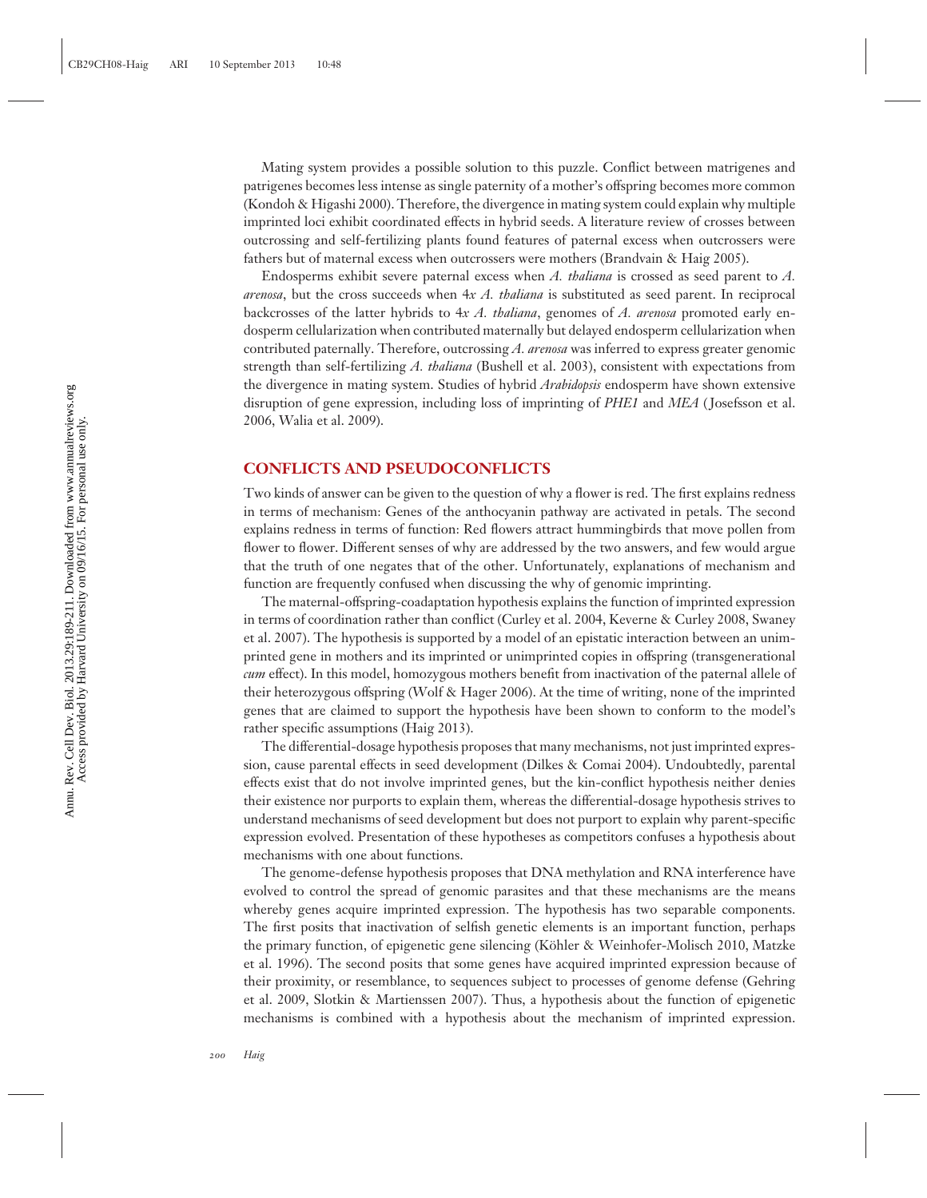Mating system provides a possible solution to this puzzle. Conflict between matrigenes and patrigenes becomes less intense as single paternity of a mother's offspring becomes more common (Kondoh & Higashi 2000). Therefore, the divergence in mating system could explain why multiple imprinted loci exhibit coordinated effects in hybrid seeds. A literature review of crosses between outcrossing and self-fertilizing plants found features of paternal excess when outcrossers were fathers but of maternal excess when outcrossers were mothers (Brandvain & Haig 2005).

Endosperms exhibit severe paternal excess when *A. thaliana* is crossed as seed parent to *A. arenosa*, but the cross succeeds when 4*x A. thaliana* is substituted as seed parent. In reciprocal backcrosses of the latter hybrids to 4*x A. thaliana*, genomes of *A. arenosa* promoted early endosperm cellularization when contributed maternally but delayed endosperm cellularization when contributed paternally. Therefore, outcrossing *A. arenosa* was inferred to express greater genomic strength than self-fertilizing *A. thaliana* (Bushell et al. 2003), consistent with expectations from the divergence in mating system. Studies of hybrid *Arabidopsis* endosperm have shown extensive disruption of gene expression, including loss of imprinting of *PHE1* and *MEA* (Josefsson et al. 2006, Walia et al. 2009).

## CONFLICTS AND PSEUDOCONFLICTS

Two kinds of answer can be given to the question of why a flower is red. The first explains redness in terms of mechanism: Genes of the anthocyanin pathway are activated in petals. The second explains redness in terms of function: Red flowers attract hummingbirds that move pollen from flower to flower. Different senses of why are addressed by the two answers, and few would argue that the truth of one negates that of the other. Unfortunately, explanations of mechanism and function are frequently confused when discussing the why of genomic imprinting.

The maternal-offspring-coadaptation hypothesis explains the function of imprinted expression in terms of coordination rather than conflict (Curley et al. 2004, Keverne & Curley 2008, Swaney et al. 2007). The hypothesis is supported by a model of an epistatic interaction between an unimprinted gene in mothers and its imprinted or unimprinted copies in offspring (transgenerational *cum* effect). In this model, homozygous mothers benefit from inactivation of the paternal allele of their heterozygous offspring (Wolf & Hager 2006). At the time of writing, none of the imprinted genes that are claimed to support the hypothesis have been shown to conform to the model's rather specific assumptions (Haig 2013).

The differential-dosage hypothesis proposes that many mechanisms, not just imprinted expression, cause parental effects in seed development (Dilkes & Comai 2004). Undoubtedly, parental effects exist that do not involve imprinted genes, but the kin-conflict hypothesis neither denies their existence nor purports to explain them, whereas the differential-dosage hypothesis strives to understand mechanisms of seed development but does not purport to explain why parent-specific expression evolved. Presentation of these hypotheses as competitors confuses a hypothesis about mechanisms with one about functions.

The genome-defense hypothesis proposes that DNA methylation and RNA interference have evolved to control the spread of genomic parasites and that these mechanisms are the means whereby genes acquire imprinted expression. The hypothesis has two separable components. The first posits that inactivation of selfish genetic elements is an important function, perhaps the primary function, of epigenetic gene silencing (Köhler & Weinhofer-Molisch 2010, Matzke et al. 1996). The second posits that some genes have acquired imprinted expression because of their proximity, or resemblance, to sequences subject to processes of genome defense (Gehring et al. 2009, Slotkin & Martienssen 2007). Thus, a hypothesis about the function of epigenetic mechanisms is combined with a hypothesis about the mechanism of imprinted expression.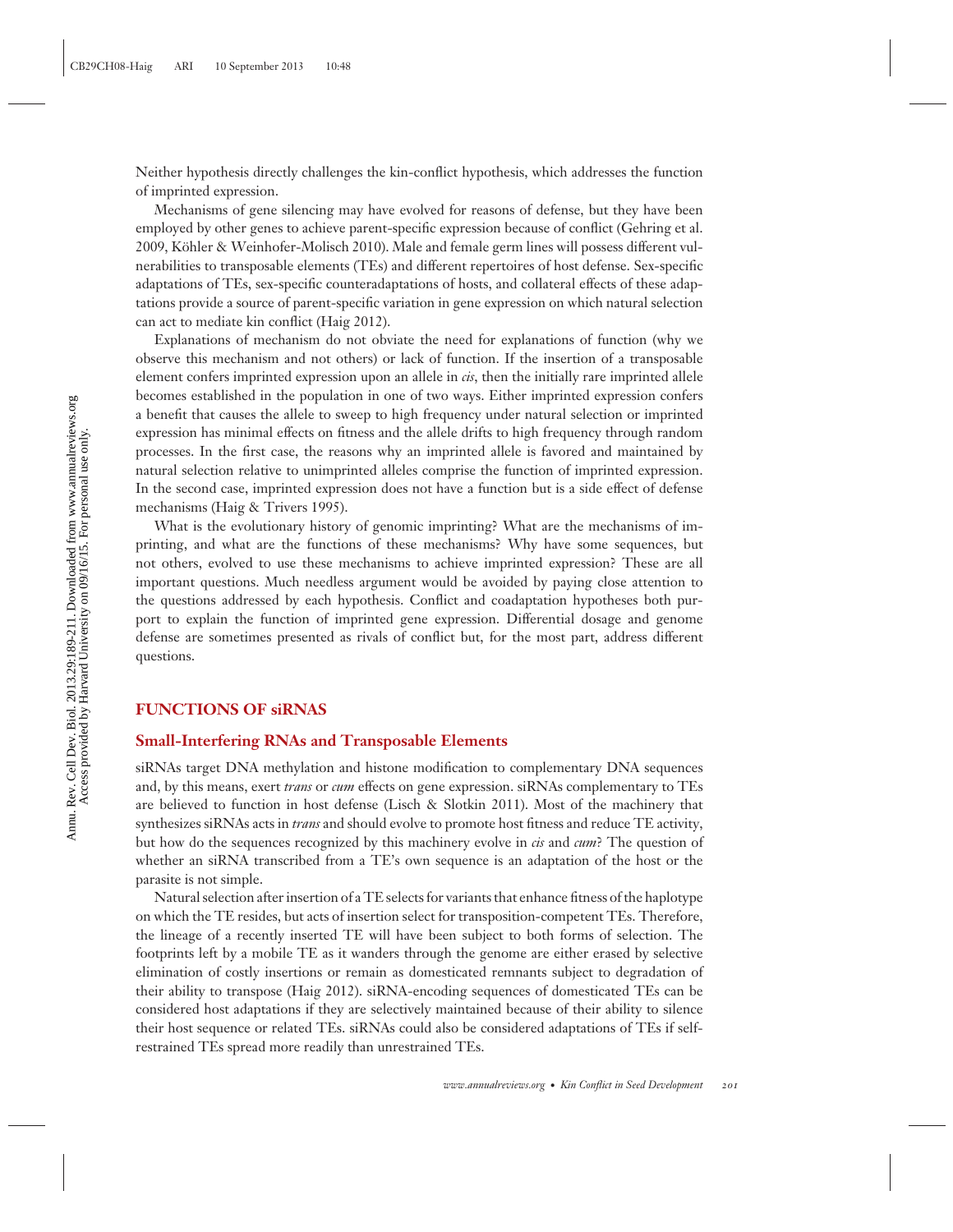Neither hypothesis directly challenges the kin-conflict hypothesis, which addresses the function of imprinted expression.

Mechanisms of gene silencing may have evolved for reasons of defense, but they have been employed by other genes to achieve parent-specific expression because of conflict (Gehring et al. 2009, Köhler & Weinhofer-Molisch 2010). Male and female germ lines will possess different vulnerabilities to transposable elements (TEs) and different repertoires of host defense. Sex-specific adaptations of TEs, sex-specific counteradaptations of hosts, and collateral effects of these adaptations provide a source of parent-specific variation in gene expression on which natural selection can act to mediate kin conflict (Haig 2012).

Explanations of mechanism do not obviate the need for explanations of function (why we observe this mechanism and not others) or lack of function. If the insertion of a transposable element confers imprinted expression upon an allele in *cis*, then the initially rare imprinted allele becomes established in the population in one of two ways. Either imprinted expression confers a benefit that causes the allele to sweep to high frequency under natural selection or imprinted expression has minimal effects on fitness and the allele drifts to high frequency through random processes. In the first case, the reasons why an imprinted allele is favored and maintained by natural selection relative to unimprinted alleles comprise the function of imprinted expression. In the second case, imprinted expression does not have a function but is a side effect of defense mechanisms (Haig & Trivers 1995).

What is the evolutionary history of genomic imprinting? What are the mechanisms of imprinting, and what are the functions of these mechanisms? Why have some sequences, but not others, evolved to use these mechanisms to achieve imprinted expression? These are all important questions. Much needless argument would be avoided by paying close attention to the questions addressed by each hypothesis. Conflict and coadaptation hypotheses both purport to explain the function of imprinted gene expression. Differential dosage and genome defense are sometimes presented as rivals of conflict but, for the most part, address different questions.

## FUNCTIONS OF siRNAS

### Small-Interfering RNAs and Transposable Elements

siRNAs target DNA methylation and histone modification to complementary DNA sequences and, by this means, exert *trans* or *cum* effects on gene expression. siRNAs complementary to TEs are believed to function in host defense (Lisch & Slotkin 2011). Most of the machinery that synthesizes siRNAs acts in *trans* and should evolve to promote host fitness and reduce TE activity, but how do the sequences recognized by this machinery evolve in *cis* and *cum*? The question of whether an siRNA transcribed from a TE's own sequence is an adaptation of the host or the parasite is not simple.

Natural selection after insertion of a TE selects for variants that enhance fitness of the haplotype on which the TE resides, but acts of insertion select for transposition-competent TEs. Therefore, the lineage of a recently inserted TE will have been subject to both forms of selection. The footprints left by a mobile TE as it wanders through the genome are either erased by selective elimination of costly insertions or remain as domesticated remnants subject to degradation of their ability to transpose (Haig 2012). siRNA-encoding sequences of domesticated TEs can be considered host adaptations if they are selectively maintained because of their ability to silence their host sequence or related TEs. siRNAs could also be considered adaptations of TEs if self-restrained TEs spread more readily than unrestrained TEs.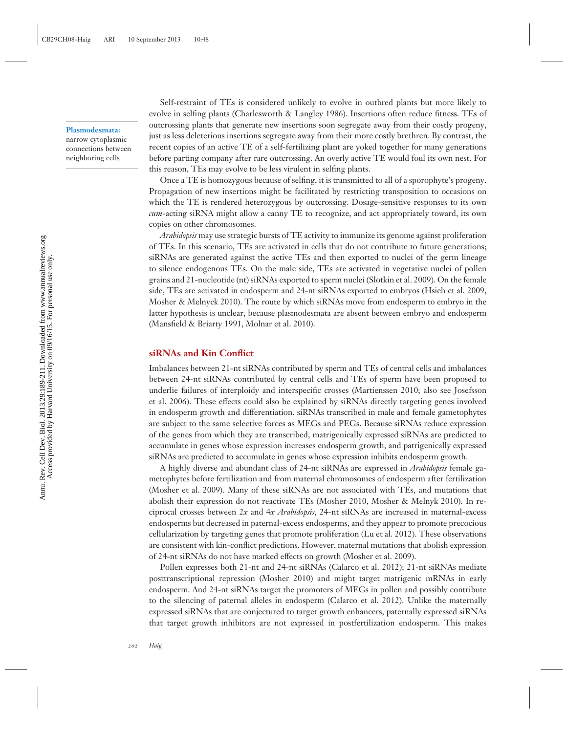Self-restraint of TEs is considered unlikely to evolve in outbred plants but more likely to evolve in selfing plants (Charlesworth & Langley 1986). Insertions often reduce fitness. TEs of outcrossing plants that generate new insertions soon segregate away from their costly progeny, just as less deleterious insertions segregate away from their more costly brethren. By contrast, the recent copies of an active TE of a self-fertilizing plant are yoked together for many generations before parting company after rare outcrossing. An overly active TE would foul its own nest. For this reason, TEs may evolve to be less virulent in selfing plants.

**Plasmodesmata:** narrow cytoplasmic connections between neighboring cells

Once a TE is homozygous because of selfing, it is transmitted to all of a sporophyte's progeny. Propagation of new insertions might be facilitated by restricting transposition to occasions on which the TE is rendered heterozygous by outcrossing. Dosage-sensitive responses to its own *cum*-acting siRNA might allow a canny TE to recognize, and act appropriately toward, its own copies on other chromosomes.

*Arabidopsis* may use strategic bursts of TE activity to immunize its genome against proliferation of TEs. In this scenario, TEs are activated in cells that do not contribute to future generations; siRNAs are generated against the active TEs and then exported to nuclei of the germ lineage to silence endogenous TEs. On the male side, TEs are activated in vegetative nuclei of pollen grains and 21-nucleotide (nt) siRNAs exported to sperm nuclei (Slotkin et al. 2009). On the female side, TEs are activated in endosperm and 24-nt siRNAs exported to embryos (Hsieh et al. 2009, Mosher & Melnyck 2010). The route by which siRNAs move from endosperm to embryo in the latter hypothesis is unclear, because plasmodesmata are absent between embryo and endosperm (Mansfield & Briarty 1991, Molnar et al. 2010).

## siRNAs and Kin Conflict

Imbalances between 21-nt siRNAs contributed by sperm and TEs of central cells and imbalances between 24-nt siRNAs contributed by central cells and TEs of sperm have been proposed to underlie failures of interploidy and interspecific crosses (Martienssen 2010; also see Josefsson et al. 2006). These effects could also be explained by siRNAs directly targeting genes involved in endosperm growth and differentiation. siRNAs transcribed in male and female gametophytes are subject to the same selective forces as MEGs and PEGs. Because siRNAs reduce expression of the genes from which they are transcribed, matrigenically expressed siRNAs are predicted to accumulate in genes whose expression increases endosperm growth, and patrigenically expressed siRNAs are predicted to accumulate in genes whose expression inhibits endosperm growth.

A highly diverse and abundant class of 24-nt siRNAs are expressed in *Arabidopsis* female gametophytes before fertilization and from maternal chromosomes of endosperm after fertilization (Mosher et al. 2009). Many of these siRNAs are not associated with TEs, and mutations that abolish their expression do not reactivate TEs (Mosher 2010, Mosher & Melnyk 2010). In reciprocal crosses between 2*x* and 4*x* *Arabidopsis*, 24-nt siRNAs are increased in maternal-excess endosperms but decreased in paternal-excess endosperms, and they appear to promote precocious cellularization by targeting genes that promote proliferation (Lu et al. 2012). These observations are consistent with kin-conflict predictions. However, maternal mutations that abolish expression of 24-nt siRNAs do not have marked effects on growth (Mosher et al. 2009).

Pollen expresses both 21-nt and 24-nt siRNAs (Calarco et al. 2012); 21-nt siRNAs mediate posttranscriptional repression (Mosher 2010) and might target matrigenic mRNAs in early endosperm. And 24-nt siRNAs target the promoters of MEGs in pollen and possibly contribute to the silencing of paternal alleles in endosperm (Calarco et al. 2012). Unlike the maternally expressed siRNAs that are conjectured to target growth enhancers, paternally expressed siRNAs that target growth inhibitors are not expressed in postfertilization endosperm. This makes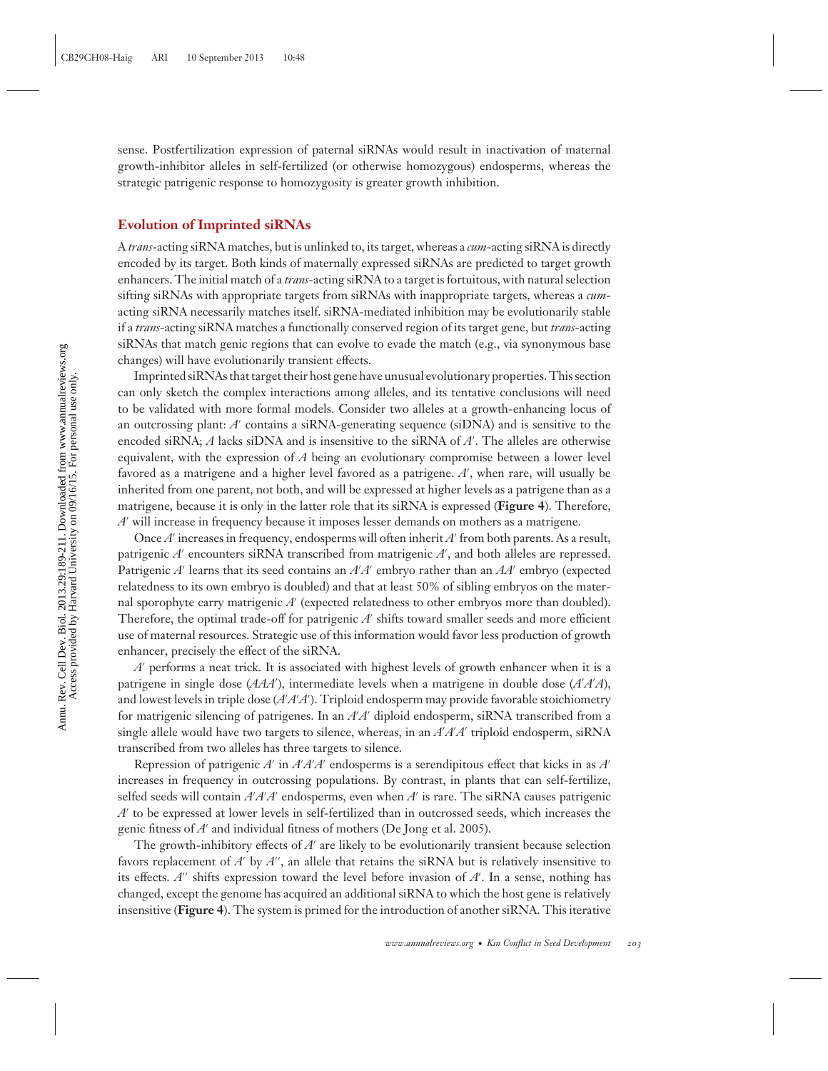sense. Postfertilization expression of paternal siRNAs would result in inactivation of maternal growth-inhibitor alleles in self-fertilized (or otherwise homozygous) endosperms, whereas the strategic patrigenic response to homozygosity is greater growth inhibition.

## Evolution of Imprinted siRNAs

A *trans*-acting siRNA matches, but is unlinked to, its target, whereas a *cum*-acting siRNA is directly encoded by its target. Both kinds of maternally expressed siRNAs are predicted to target growth enhancers. The initial match of a *trans*-acting siRNA to a target is fortuitous, with natural selection sifting siRNAs with appropriate targets from siRNAs with inappropriate targets, whereas a *cum*-acting siRNA necessarily matches itself. siRNA-mediated inhibition may be evolutionarily stable if a *trans*-acting siRNA matches a functionally conserved region of its target gene, but *trans*-acting siRNAs that match genic regions that can evolve to evade the match (e.g., via synonymous base changes) will have evolutionarily transient effects.

Imprinted siRNAs that target their host gene have unusual evolutionary properties. This section can only sketch the complex interactions among alleles, and its tentative conclusions will need to be validated with more formal models. Consider two alleles at a growth-enhancing locus of an outcrossing plant: $A'$ contains a siRNA-generating sequence (siDNA) and is sensitive to the encoded siRNA; $A$ lacks siDNA and is insensitive to the siRNA of $A'$. The alleles are otherwise equivalent, with the expression of $A$ being an evolutionary compromise between a lower level favored as a matrigene and a higher level favored as a patrigene. $A'$, when rare, will usually be inherited from one parent, not both, and will be expressed at higher levels as a patrigene than as a matrigene, because it is only in the latter role that its siRNA is expressed (**Figure 4**). Therefore, $A'$ will increase in frequency because it imposes lesser demands on mothers as a matrigene.

Once $A'$ increases in frequency, endosperms will often inherit $A'$ from both parents. As a result, patrigenic $A'$ encounters siRNA transcribed from matrigenic $A'$, and both alleles are repressed. Patrigenic $A'$ learns that its seed contains an $A'A'$ embryo rather than an $AA'$ embryo (expected relatedness to its own embryo is doubled) and that at least 50% of sibling embryos on the maternal sporophyte carry matrigenic $A'$ (expected relatedness to other embryos more than doubled). Therefore, the optimal trade-off for patrigenic $A'$ shifts toward smaller seeds and more efficient use of maternal resources. Strategic use of this information would favor less production of growth enhancer, precisely the effect of the siRNA.

$A'$ performs a neat trick. It is associated with highest levels of growth enhancer when it is a patrigene in single dose ($AAA'$), intermediate levels when a matrigene in double dose ($A'A'A$), and lowest levels in triple dose ($A'A'A'$). Triploid endosperm may provide favorable stoichiometry for matrigenic silencing of patrigenes. In an $A'A'$ diploid endosperm, siRNA transcribed from a single allele would have two targets to silence, whereas, in an $A'A'A'$ triploid endosperm, siRNA transcribed from two alleles has three targets to silence.

Repression of patrigenic $A'$ in $A'A'A'$ endosperms is a serendipitous effect that kicks in as $A'$ increases in frequency in outcrossing populations. By contrast, in plants that can self-fertilize, selfed seeds will contain $A'A'A'$ endosperms, even when $A'$ is rare. The siRNA causes patrigenic $A'$ to be expressed at lower levels in self-fertilized than in outcrossed seeds, which increases the genic fitness of $A'$ and individual fitness of mothers (De Jong et al. 2005).

The growth-inhibitory effects of $A'$ are likely to be evolutionarily transient because selection favors replacement of $A'$ by $A''$, an allele that retains the siRNA but is relatively insensitive to its effects. $A''$ shifts expression toward the level before invasion of $A'$. In a sense, nothing has changed, except the genome has acquired an additional siRNA to which the host gene is relatively insensitive (**Figure 4**). The system is primed for the introduction of another siRNA. This iterative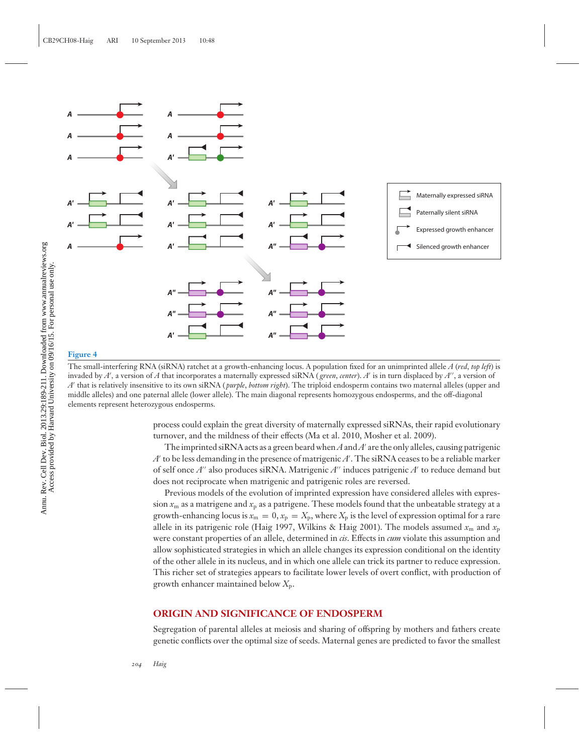**Figure 4**

The small-interfering RNA (siRNA) ratchet at a growth-enhancing locus. A population fixed for an unimprinted allele $A$ (*red*, *top left*) is invaded by $A'$, a version of $A$ that incorporates a maternally expressed siRNA (*green*, *center*). $A'$ is in turn displaced by $A''$, a version of $A'$ that is relatively insensitive to its own siRNA (*purple*, *bottom right*). The triploid endosperm contains two maternal alleles (upper and middle alleles) and one paternal allele (lower allele). The main diagonal represents homozygous endosperms, and the off-diagonal elements represent heterozygous endosperms.

process could explain the great diversity of maternally expressed siRNAs, their rapid evolutionary turnover, and the mildness of their effects (Ma et al. 2010, Mosher et al. 2009).

The imprinted siRNA acts as a green beard when $A$ and $A'$ are the only alleles, causing patrigenic $A'$ to be less demanding in the presence of matrigenic $A'$. The siRNA ceases to be a reliable marker of self once $A''$ also produces siRNA. Matrigenic $A''$ induces patrigenic $A'$ to reduce demand but does not reciprocate when matrigenic and patrigenic roles are reversed.

Previous models of the evolution of imprinted expression have considered alleles with expression $x_m$ as a matrigene and $x_p$ as a patrigene. These models found that the unbeatable strategy at a growth-enhancing locus is $x_m = 0, x_p = X_p$, where $X_p$ is the level of expression optimal for a rare allele in its patrigenic role (Haig 1997, Wilkins & Haig 2001). The models assumed $x_m$ and $x_p$ were constant properties of an allele, determined in *cis*. Effects in *cum* violate this assumption and allow sophisticated strategies in which an allele changes its expression conditional on the identity of the other allele in its nucleus, and in which one allele can trick its partner to reduce expression. This richer set of strategies appears to facilitate lower levels of overt conflict, with production of growth enhancer maintained below $X_p$.

## ORIGIN AND SIGNIFICANCE OF ENDOSPERM

Segregation of parental alleles at meiosis and sharing of offspring by mothers and fathers create genetic conflicts over the optimal size of seeds. Maternal genes are predicted to favor the smallest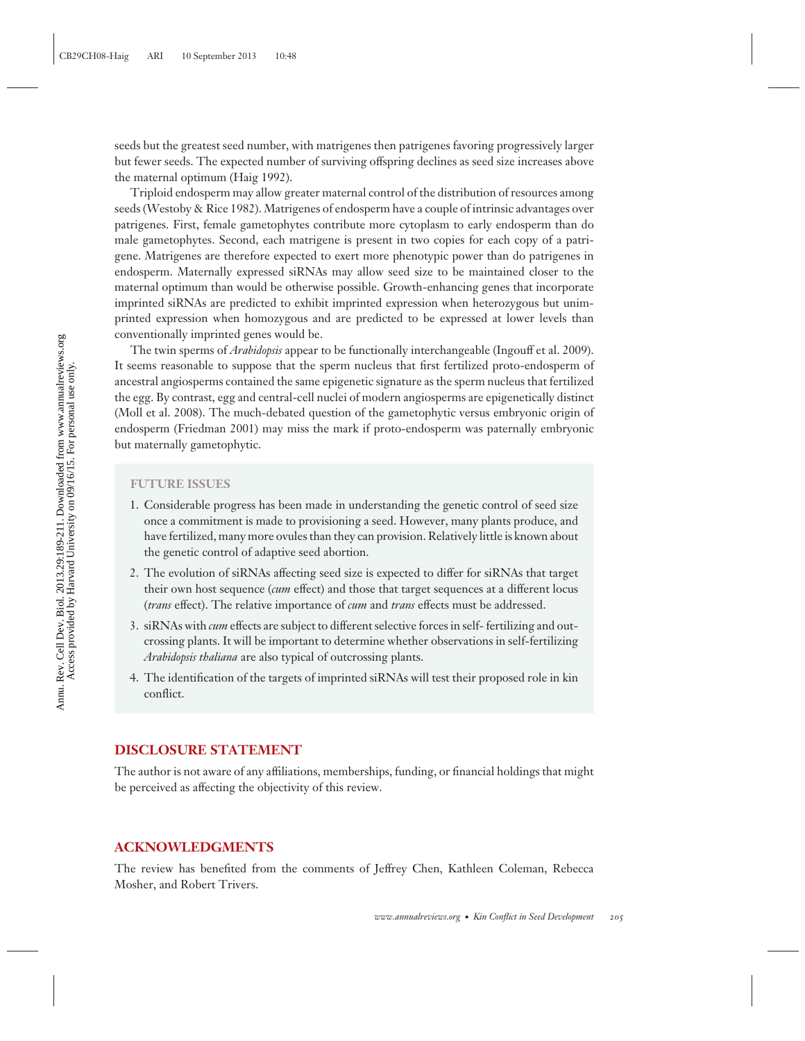seeds but the greatest seed number, with matrigenes then patrigenes favoring progressively larger but fewer seeds. The expected number of surviving offspring declines as seed size increases above the maternal optimum (Haig 1992).

Triploid endosperm may allow greater maternal control of the distribution of resources among seeds (Westoby & Rice 1982). Matrigenes of endosperm have a couple of intrinsic advantages over patrigenes. First, female gametophytes contribute more cytoplasm to early endosperm than do male gametophytes. Second, each matrigene is present in two copies for each copy of a patrigene. Matrigenes are therefore expected to exert more phenotypic power than do patrigenes in endosperm. Maternally expressed siRNAs may allow seed size to be maintained closer to the maternal optimum than would be otherwise possible. Growth-enhancing genes that incorporate imprinted siRNAs are predicted to exhibit imprinted expression when heterozygous but unimprinted expression when homozygous and are predicted to be expressed at lower levels than conventionally imprinted genes would be.

The twin sperms of *Arabidopsis* appear to be functionally interchangeable (Ingouff et al. 2009). It seems reasonable to suppose that the sperm nucleus that first fertilized proto-endosperm of ancestral angiosperms contained the same epigenetic signature as the sperm nucleus that fertilized the egg. By contrast, egg and central-cell nuclei of modern angiosperms are epigenetically distinct (Moll et al. 2008). The much-debated question of the gametophytic versus embryonic origin of endosperm (Friedman 2001) may miss the mark if proto-endosperm was paternally embryonic but maternally gametophytic.

### FUTURE ISSUES

1. Considerable progress has been made in understanding the genetic control of seed size once a commitment is made to provisioning a seed. However, many plants produce, and have fertilized, many more ovules than they can provision. Relatively little is known about the genetic control of adaptive seed abortion.
2. The evolution of siRNAs affecting seed size is expected to differ for siRNAs that target their own host sequence (*cum* effect) and those that target sequences at a different locus (*trans* effect). The relative importance of *cum* and *trans* effects must be addressed.
3. siRNAs with *cum* effects are subject to different selective forces in self- fertilizing and outcrossing plants. It will be important to determine whether observations in self-fertilizing *Arabidopsis thaliana* are also typical of outcrossing plants.
4. The identification of the targets of imprinted siRNAs will test their proposed role in kin conflict.

## DISCLOSURE STATEMENT

The author is not aware of any affiliations, memberships, funding, or financial holdings that might be perceived as affecting the objectivity of this review.

## ACKNOWLEDGMENTS

The review has benefited from the comments of Jeffrey Chen, Kathleen Coleman, Rebecca Mosher, and Robert Trivers.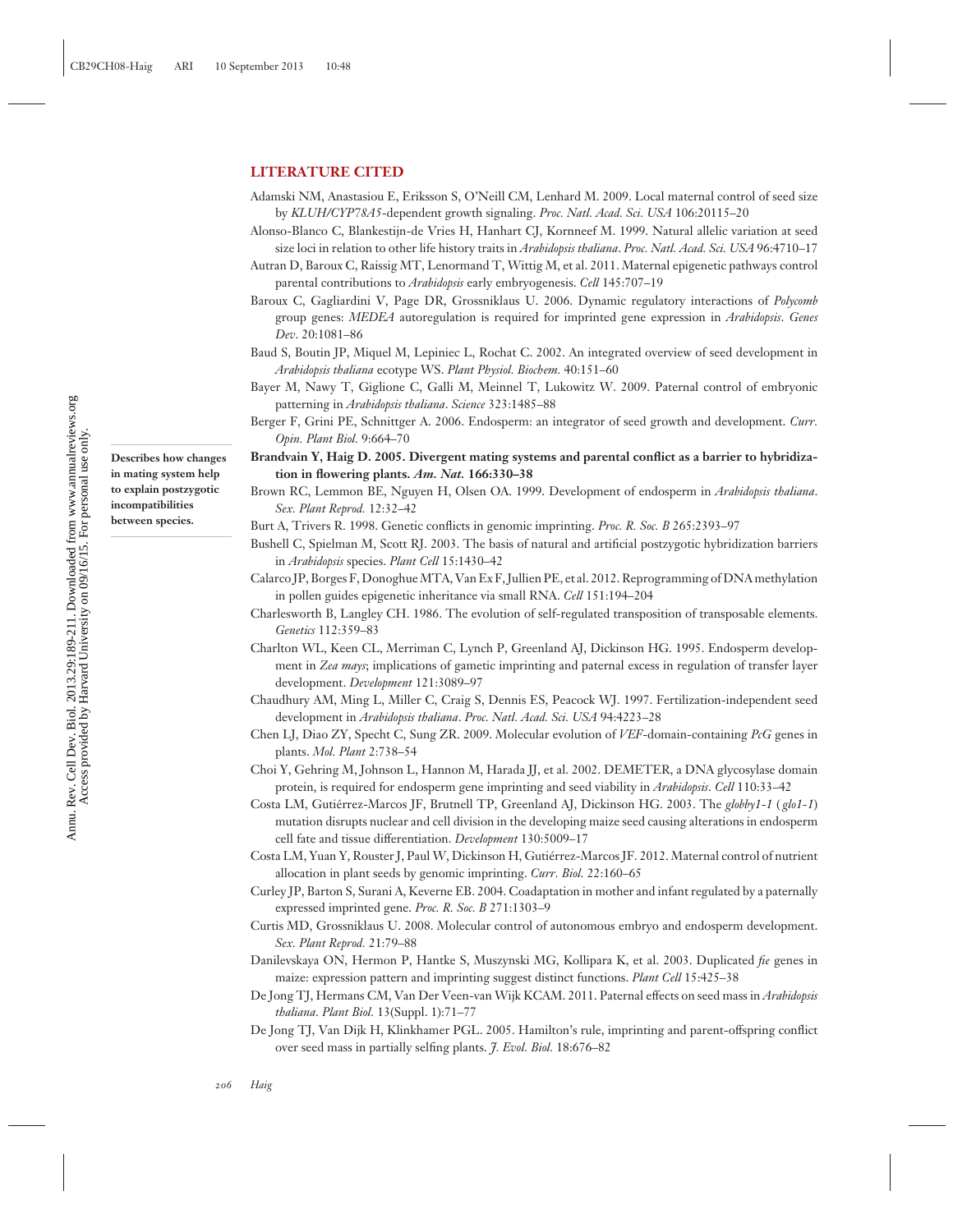## LITERATURE CITED

Adamski NM, Anastasiou E, Eriksson S, O'Neill CM, Lenhard M. 2009. Local maternal control of seed size by *KLUH/CYP78A5*-dependent growth signaling. *Proc. Natl. Acad. Sci. USA* 106:20115–20

Alonso-Blanco C, Blankestijn-de Vries H, Hanhart CJ, Kornneef M. 1999. Natural allelic variation at seed size loci in relation to other life history traits in *Arabidopsis thaliana*. *Proc. Natl. Acad. Sci. USA* 96:4710–17

Autran D, Baroux C, Raissig MT, Lenormand T, Wittig M, et al. 2011. Maternal epigenetic pathways control parental contributions to *Arabidopsis* early embryogenesis. *Cell* 145:707–19

Baroux C, Gagliardini V, Page DR, Grossniklaus U. 2006. Dynamic regulatory interactions of *Polycomb* group genes: *MEDEA* autoregulation is required for imprinted gene expression in *Arabidopsis*. *Genes Dev*. 20:1081–86

Baud S, Boutin JP, Miquel M, Lepiniec L, Rochat C. 2002. An integrated overview of seed development in *Arabidopsis thaliana* ecotype WS. *Plant Physiol. Biochem.* 40:151–60

Bayer M, Nawy T, Giglione C, Galli M, Meinnel T, Lukowitz W. 2009. Paternal control of embryonic patterning in *Arabidopsis thaliana*. *Science* 323:1485–88

Berger F, Grini PE, Schnittger A. 2006. Endosperm: an integrator of seed growth and development. *Curr. Opin. Plant Biol.* 9:664–70

**Brandvain Y, Haig D. 2005. Divergent mating systems and parental conflict as a barrier to hybridization in flowering plants. *Am. Nat.* 166:330–38**

**Describes how changes in mating system help to explain postzygotic incompatibilities between species.**

Brown RC, Lemmon BE, Nguyen H, Olsen OA. 1999. Development of endosperm in *Arabidopsis thaliana*. *Sex. Plant Reprod.* 12:32–42

Burt A, Trivers R. 1998. Genetic conflicts in genomic imprinting. *Proc. R. Soc. B* 265:2393–97

Bushell C, Spielman M, Scott RJ. 2003. The basis of natural and artificial postzygotic hybridization barriers in *Arabidopsis* species. *Plant Cell* 15:1430–42

Calarco JP, Borges F, Donoghue MTA, Van Ex F, Jullien PE, et al. 2012. Reprogramming of DNA methylation in pollen guides epigenetic inheritance via small RNA. *Cell* 151:194–204

Charlesworth B, Langley CH. 1986. The evolution of self-regulated transposition of transposable elements. *Genetics* 112:359–83

Charlton WL, Keen CL, Merriman C, Lynch P, Greenland AJ, Dickinson HG. 1995. Endosperm development in *Zea mays*; implications of gametic imprinting and paternal excess in regulation of transfer layer development. *Development* 121:3089–97

Chaudhury AM, Ming L, Miller C, Craig S, Dennis ES, Peacock WJ. 1997. Fertilization-independent seed development in *Arabidopsis thaliana*. *Proc. Natl. Acad. Sci. USA* 94:4223–28

Chen LJ, Diao ZY, Specht C, Sung ZR. 2009. Molecular evolution of *VEF*-domain-containing *PcG* genes in plants. *Mol. Plant* 2:738–54

Choi Y, Gehring M, Johnson L, Hannon M, Harada JJ, et al. 2002. DEMETER, a DNA glycosylase domain protein, is required for endosperm gene imprinting and seed viability in *Arabidopsis*. *Cell* 110:33–42

Costa LM, Gutiérrez-Marcos JF, Brutnell TP, Greenland AJ, Dickinson HG. 2003. The *globby1-1* (*glo1-1*) mutation disrupts nuclear and cell division in the developing maize seed causing alterations in endosperm cell fate and tissue differentiation. *Development* 130:5009–17

Costa LM, Yuan Y, Rouster J, Paul W, Dickinson H, Gutiérrez-Marcos JF. 2012. Maternal control of nutrient allocation in plant seeds by genomic imprinting. *Curr. Biol.* 22:160–65

Curley JP, Barton S, Surani A, Keverne EB. 2004. Coadaptation in mother and infant regulated by a paternally expressed imprinted gene. *Proc. R. Soc. B* 271:1303–9

Curtis MD, Grossniklaus U. 2008. Molecular control of autonomous embryo and endosperm development. *Sex. Plant Reprod.* 21:79–88

Danilevskaya ON, Hermon P, Hantke S, Muszynski MG, Kollipara K, et al. 2003. Duplicated *fie* genes in maize: expression pattern and imprinting suggest distinct functions. *Plant Cell* 15:425–38

De Jong TJ, Hermans CM, Van Der Veen-van Wijk KCAM. 2011. Paternal effects on seed mass in *Arabidopsis thaliana*. *Plant Biol.* 13(Suppl. 1):71–77

De Jong TJ, Van Dijk H, Klinkhamer PGL. 2005. Hamilton's rule, imprinting and parent-offspring conflict over seed mass in partially selfing plants. *J. Evol. Biol.* 18:676–82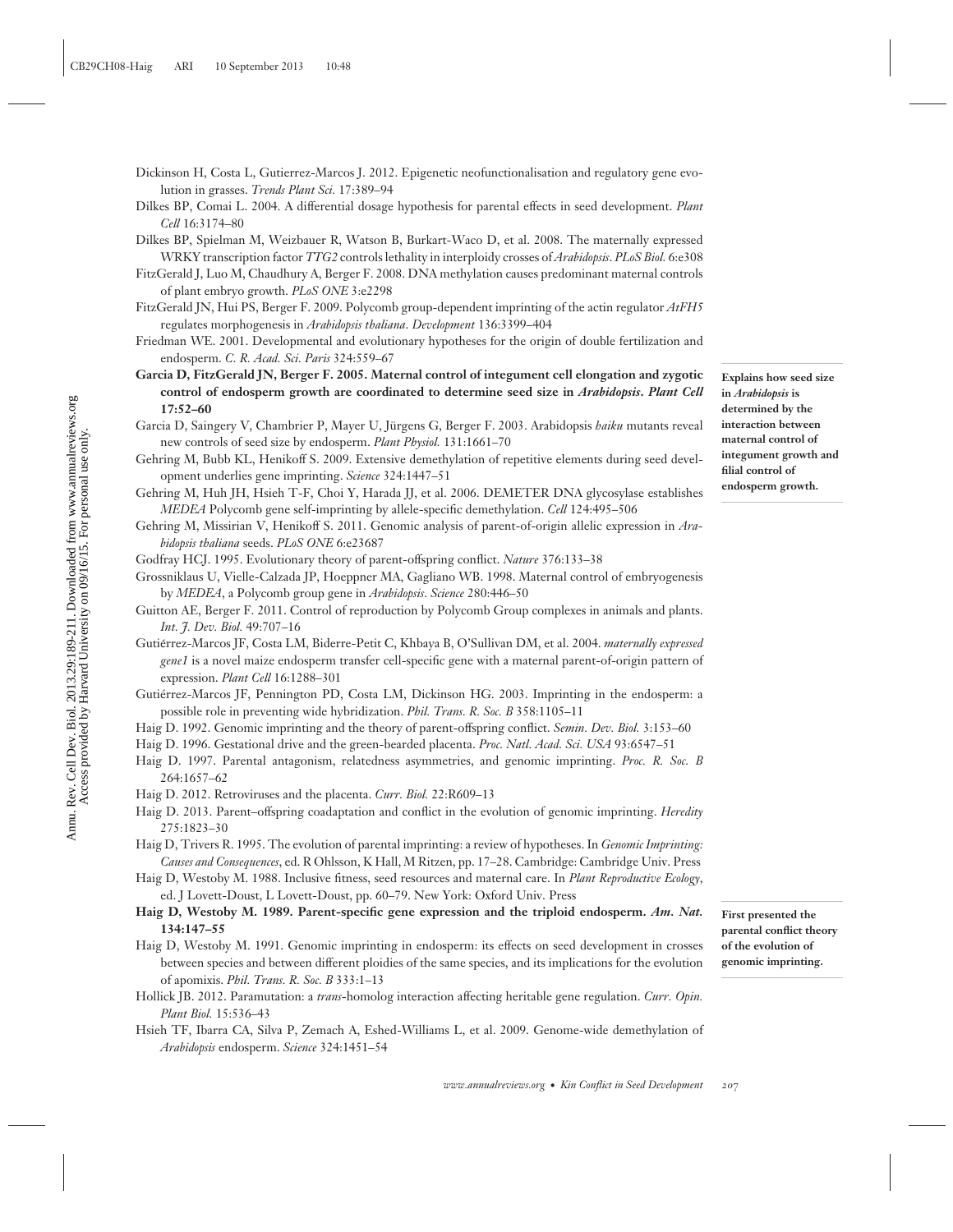Dickinson H, Costa L, Gutierrez-Marcos J. 2012. Epigenetic neofunctionalisation and regulatory gene evolution in grasses. *Trends Plant Sci.* 17:389–94

Dilkes BP, Comai L. 2004. A differential dosage hypothesis for parental effects in seed development. *Plant Cell* 16:3174–80

Dilkes BP, Spielman M, Weizbauer R, Watson B, Burkart-Waco D, et al. 2008. The maternally expressed WRKY transcription factor *TTG2* controls lethality in interploidy crosses of *Arabidopsis*. *PLoS Biol.* 6:e308

FitzGerald J, Luo M, Chaudhury A, Berger F. 2008. DNA methylation causes predominant maternal controls of plant embryo growth. *PLoS ONE* 3:e2298

FitzGerald JN, Hui PS, Berger F. 2009. Polycomb group-dependent imprinting of the actin regulator *AtFH5* regulates morphogenesis in *Arabidopsis thaliana*. *Development* 136:3399–404

Friedman WE. 2001. Developmental and evolutionary hypotheses for the origin of double fertilization and endosperm. *C. R. Acad. Sci. Paris* 324:559–67

**Garcia D, FitzGerald JN, Berger F. 2005. Maternal control of integument cell elongation and zygotic control of endosperm growth are coordinated to determine seed size in *Arabidopsis*. *Plant Cell* 17:52–60**

**Explains how seed size in *Arabidopsis* is determined by the interaction between maternal control of integument growth and filial control of endosperm growth.**

Garcia D, Saingery V, Chambrier P, Mayer U, Jürgens G, Berger F. 2003. Arabidopsis *haiku* mutants reveal new controls of seed size by endosperm. *Plant Physiol.* 131:1661–70

Gehring M, Bubb KL, Henikoff S. 2009. Extensive demethylation of repetitive elements during seed development underlies gene imprinting. *Science* 324:1447–51

Gehring M, Huh JH, Hsieh T-F, Choi Y, Harada JJ, et al. 2006. DEMETER DNA glycosylase establishes *MEDEA* Polycomb gene self-imprinting by allele-specific demethylation. *Cell* 124:495–506

Gehring M, Missirian V, Henikoff S. 2011. Genomic analysis of parent-of-origin allelic expression in *Arabidopsis thaliana* seeds. *PLoS ONE* 6:e23687

Godfray HCJ. 1995. Evolutionary theory of parent-offspring conflict. *Nature* 376:133–38

Grossniklaus U, Vielle-Calzada JP, Hoeppner MA, Gagliano WB. 1998. Maternal control of embryogenesis by *MEDEA*, a Polycomb group gene in *Arabidopsis*. *Science* 280:446–50

Guitton AE, Berger F. 2011. Control of reproduction by Polycomb Group complexes in animals and plants. *Int. J. Dev. Biol.* 49:707–16

Gutiérrez-Marcos JF, Costa LM, Biderre-Petit C, Khbaya B, O'Sullivan DM, et al. 2004. *maternally expressed gene1* is a novel maize endosperm transfer cell-specific gene with a maternal parent-of-origin pattern of expression. *Plant Cell* 16:1288–301

Gutiérrez-Marcos JF, Pennington PD, Costa LM, Dickinson HG. 2003. Imprinting in the endosperm: a possible role in preventing wide hybridization. *Phil. Trans. R. Soc. B* 358:1105–11

Haig D. 1992. Genomic imprinting and the theory of parent-offspring conflict. *Semin. Dev. Biol.* 3:153–60

Haig D. 1996. Gestational drive and the green-bearded placenta. *Proc. Natl. Acad. Sci. USA* 93:6547–51

Haig D. 1997. Parental antagonism, relatedness asymmetries, and genomic imprinting. *Proc. R. Soc. B* 264:1657–62

Haig D. 2012. Retroviruses and the placenta. *Curr. Biol.* 22:R609–13

Haig D. 2013. Parent–offspring coadaptation and conflict in the evolution of genomic imprinting. *Heredity* 275:1823–30

Haig D, Trivers R. 1995. The evolution of parental imprinting: a review of hypotheses. In *Genomic Imprinting: Causes and Consequences*, ed. R Ohlsson, K Hall, M Ritzen, pp. 17–28. Cambridge: Cambridge Univ. Press

Haig D, Westoby M. 1988. Inclusive fitness, seed resources and maternal care. In *Plant Reproductive Ecology*, ed. J Lovett-Doust, L Lovett-Doust, pp. 60–79. New York: Oxford Univ. Press

**Haig D, Westoby M. 1989. Parent-specific gene expression and the triploid endosperm. *Am. Nat.* 134:147–55**

**First presented the parental conflict theory of the evolution of genomic imprinting.**

Haig D, Westoby M. 1991. Genomic imprinting in endosperm: its effects on seed development in crosses between species and between different ploidies of the same species, and its implications for the evolution of apomixis. *Phil. Trans. R. Soc. B* 333:1–13

Hollick JB. 2012. Paramutation: a *trans*-homolog interaction affecting heritable gene regulation. *Curr. Opin. Plant Biol.* 15:536–43

Hsieh TF, Ibarra CA, Silva P, Zemach A, Eshed-Williams L, et al. 2009. Genome-wide demethylation of *Arabidopsis* endosperm. *Science* 324:1451–54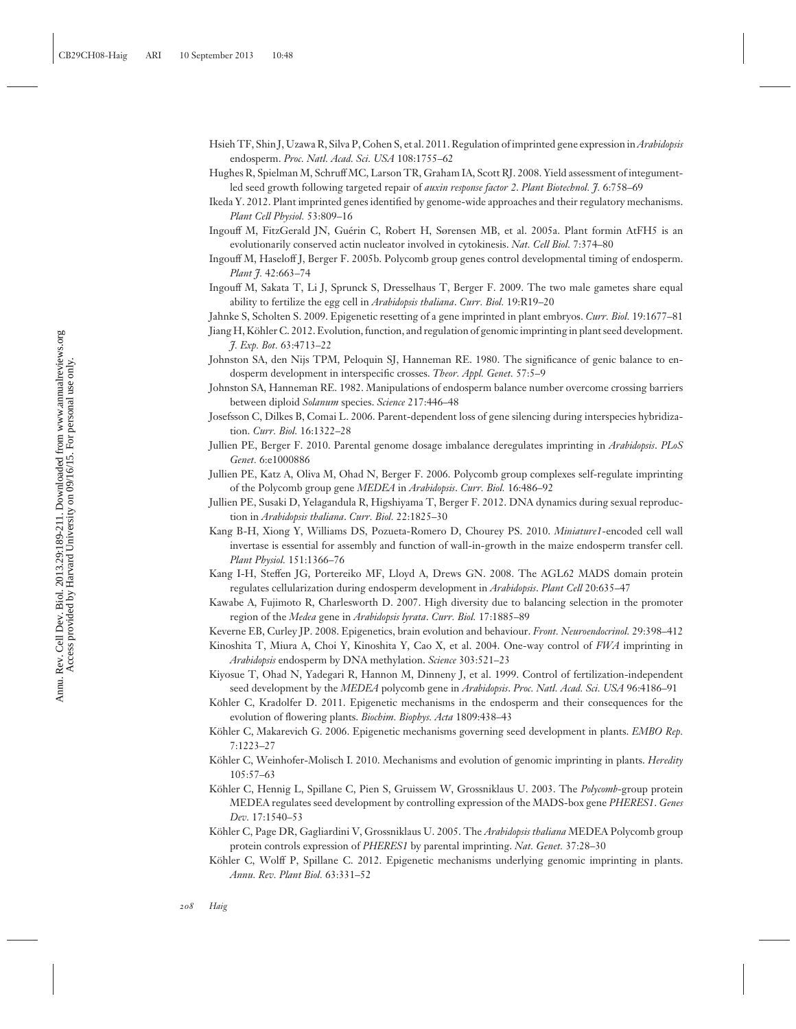Hsieh TF, Shin J, Uzawa R, Silva P, Cohen S, et al. 2011. Regulation of imprinted gene expression in *Arabidopsis* endosperm. *Proc. Natl. Acad. Sci. USA* 108:1755–62

Hughes R, Spielman M, Schruff MC, Larson TR, Graham IA, Scott RJ. 2008. Yield assessment of integument-led seed growth following targeted repair of *auxin response factor 2*. *Plant Biotechnol. J.* 6:758–69

Ikeda Y. 2012. Plant imprinted genes identified by genome-wide approaches and their regulatory mechanisms. *Plant Cell Physiol.* 53:809–16

Ingouff M, FitzGerald JN, Guérin C, Robert H, Sørensen MB, et al. 2005a. Plant formin AtFH5 is an evolutionarily conserved actin nucleator involved in cytokinesis. *Nat. Cell Biol.* 7:374–80

Ingouff M, Haseloff J, Berger F. 2005b. Polycomb group genes control developmental timing of endosperm. *Plant J.* 42:663–74

Ingouff M, Sakata T, Li J, Sprunck S, Dresselhaus T, Berger F. 2009. The two male gametes share equal ability to fertilize the egg cell in *Arabidopsis thaliana*. *Curr. Biol.* 19:R19–20

Jahnke S, Scholten S. 2009. Epigenetic resetting of a gene imprinted in plant embryos. *Curr. Biol.* 19:1677–81

Jiang H, Köhler C. 2012. Evolution, function, and regulation of genomic imprinting in plant seed development. *J. Exp. Bot.* 63:4713–22

Johnston SA, den Nijs TPM, Peloquin SJ, Hanneman RE. 1980. The significance of genic balance to endosperm development in interspecific crosses. *Theor. Appl. Genet.* 57:5–9

Johnston SA, Hanneman RE. 1982. Manipulations of endosperm balance number overcome crossing barriers between diploid *Solanum* species. *Science* 217:446–48

Josefsson C, Dilkes B, Comai L. 2006. Parent-dependent loss of gene silencing during interspecies hybridization. *Curr. Biol.* 16:1322–28

Jullien PE, Berger F. 2010. Parental genome dosage imbalance deregulates imprinting in *Arabidopsis*. *PLoS Genet.* 6:e1000886

Jullien PE, Katz A, Oliva M, Ohad N, Berger F. 2006. Polycomb group complexes self-regulate imprinting of the Polycomb group gene *MEDEA* in *Arabidopsis*. *Curr. Biol.* 16:486–92

Jullien PE, Susaki D, Yelagandula R, Higshiyama T, Berger F. 2012. DNA dynamics during sexual reproduction in *Arabidopsis thaliana*. *Curr. Biol.* 22:1825–30

Kang B-H, Xiong Y, Williams DS, Pozueta-Romero D, Chourey PS. 2010. *Miniature1*-encoded cell wall invertase is essential for assembly and function of wall-in-growth in the maize endosperm transfer cell. *Plant Physiol.* 151:1366–76

Kang I-H, Steffen JG, Portereiko MF, Lloyd A, Drews GN. 2008. The AGL62 MADS domain protein regulates cellularization during endosperm development in *Arabidopsis*. *Plant Cell* 20:635–47

Kawabe A, Fujimoto R, Charlesworth D. 2007. High diversity due to balancing selection in the promoter region of the *Medea* gene in *Arabidopsis lyrata*. *Curr. Biol.* 17:1885–89

Keverne EB, Curley JP. 2008. Epigenetics, brain evolution and behaviour. *Front. Neuroendocrinol.* 29:398–412

Kinoshita T, Miura A, Choi Y, Kinoshita Y, Cao X, et al. 2004. One-way control of *FWA* imprinting in *Arabidopsis* endosperm by DNA methylation. *Science* 303:521–23

Kiyosue T, Ohad N, Yadegari R, Hannon M, Dinneny J, et al. 1999. Control of fertilization-independent seed development by the *MEDEA* polycomb gene in *Arabidopsis*. *Proc. Natl. Acad. Sci. USA* 96:4186–91

Köhler C, Kradolfer D. 2011. Epigenetic mechanisms in the endosperm and their consequences for the evolution of flowering plants. *Biochim. Biophys. Acta* 1809:438–43

Köhler C, Makarevich G. 2006. Epigenetic mechanisms governing seed development in plants. *EMBO Rep.* 7:1223–27

Köhler C, Weinhofer-Molisch I. 2010. Mechanisms and evolution of genomic imprinting in plants. *Heredity* 105:57–63

Köhler C, Hennig L, Spillane C, Pien S, Gruissem W, Grossniklaus U. 2003. The *Polycomb*-group protein MEDEA regulates seed development by controlling expression of the MADS-box gene *PHERES1*. *Genes Dev.* 17:1540–53

Köhler C, Page DR, Gagliardini V, Grossniklaus U. 2005. The *Arabidopsis thaliana* MEDEA Polycomb group protein controls expression of *PHERES1* by parental imprinting. *Nat. Genet.* 37:28–30

Köhler C, Wolff P, Spillane C. 2012. Epigenetic mechanisms underlying genomic imprinting in plants. *Annu. Rev. Plant Biol.* 63:331–52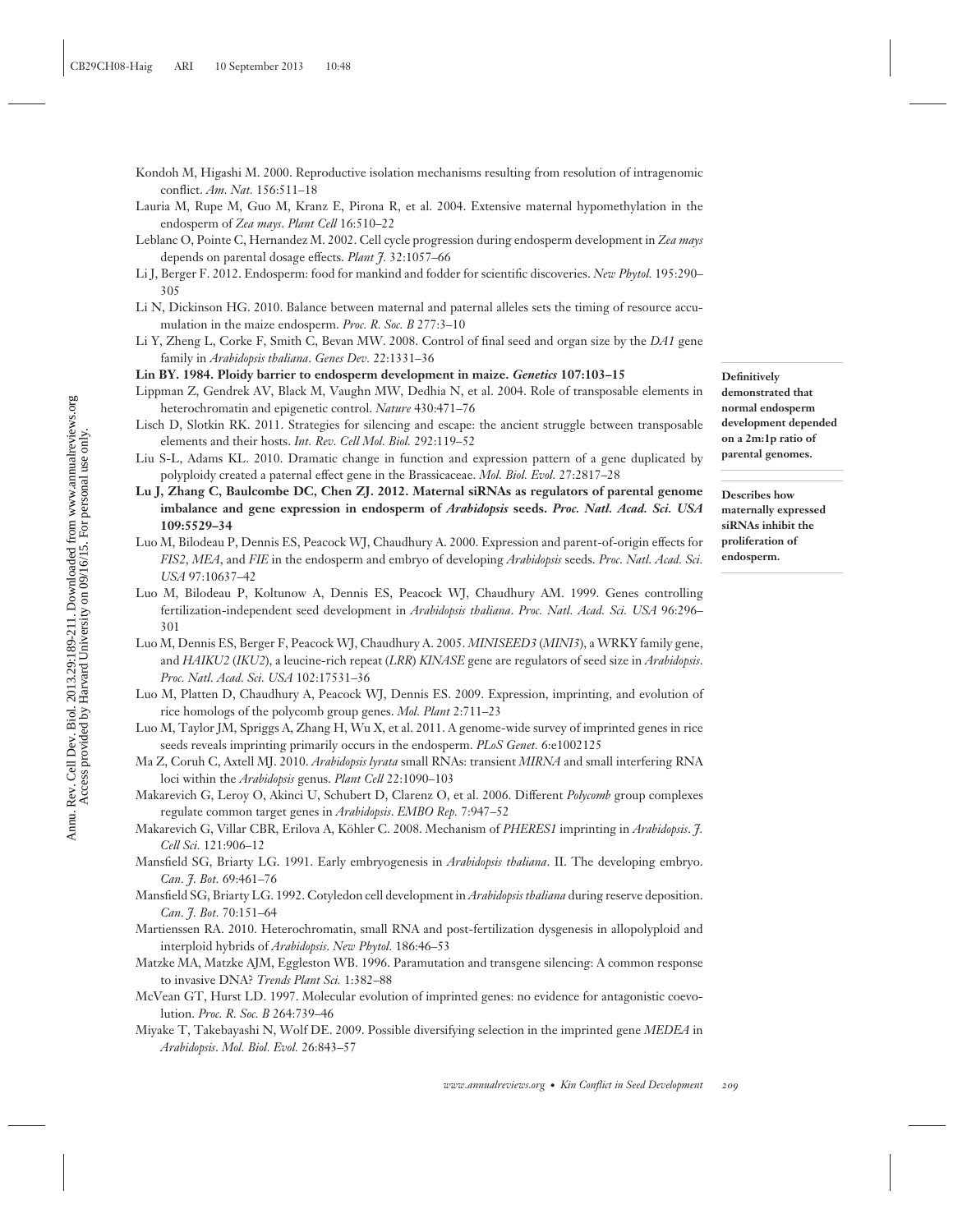Kondoh M, Higashi M. 2000. Reproductive isolation mechanisms resulting from resolution of intragenomic conflict. *Am. Nat.* 156:511–18

Lauria M, Rupe M, Guo M, Kranz E, Pirona R, et al. 2004. Extensive maternal hypomethylation in the endosperm of *Zea mays*. *Plant Cell* 16:510–22

Leblanc O, Pointe C, Hernandez M. 2002. Cell cycle progression during endosperm development in *Zea mays* depends on parental dosage effects. *Plant J.* 32:1057–66

Li J, Berger F. 2012. Endosperm: food for mankind and fodder for scientific discoveries. *New Phytol.* 195:290–305

Li N, Dickinson HG. 2010. Balance between maternal and paternal alleles sets the timing of resource accumulation in the maize endosperm. *Proc. R. Soc. B* 277:3–10

Li Y, Zheng L, Corke F, Smith C, Bevan MW. 2008. Control of final seed and organ size by the *DA1* gene family in *Arabidopsis thaliana*. *Genes Dev.* 22:1331–36

**Lin BY. 1984. Ploidy barrier to endosperm development in maize. *Genetics* 107:103–15**

**Definitively demonstrated that normal endosperm development depended on a 2m:1p ratio of parental genomes.**

Lippman Z, Gendrek AV, Black M, Vaughn MW, Dedhia N, et al. 2004. Role of transposable elements in heterochromatin and epigenetic control. *Nature* 430:471–76

Lisch D, Slotkin RK. 2011. Strategies for silencing and escape: the ancient struggle between transposable elements and their hosts. *Int. Rev. Cell Mol. Biol.* 292:119–52

Liu S-L, Adams KL. 2010. Dramatic change in function and expression pattern of a gene duplicated by polyploidy created a paternal effect gene in the Brassicaceae. *Mol. Biol. Evol.* 27:2817–28

**Lu J, Zhang C, Baulcombe DC, Chen ZJ. 2012. Maternal siRNAs as regulators of parental genome imbalance and gene expression in endosperm of *Arabidopsis* seeds. *Proc. Natl. Acad. Sci. USA* 109:5529–34**

**Describes how maternally expressed siRNAs inhibit the proliferation of endosperm.**

Luo M, Bilodeau P, Dennis ES, Peacock WJ, Chaudhury A. 2000. Expression and parent-of-origin effects for *FIS2*, *MEA*, and *FIE* in the endosperm and embryo of developing *Arabidopsis* seeds. *Proc. Natl. Acad. Sci. USA* 97:10637–42

Luo M, Bilodeau P, Koltunow A, Dennis ES, Peacock WJ, Chaudhury AM. 1999. Genes controlling fertilization-independent seed development in *Arabidopsis thaliana*. *Proc. Natl. Acad. Sci. USA* 96:296–301

Luo M, Dennis ES, Berger F, Peacock WJ, Chaudhury A. 2005. *MINISEED3* (*MINI3*), a WRKY family gene, and *HAIKU2* (*IKU2*), a leucine-rich repeat (*LRR*) *KINASE* gene are regulators of seed size in *Arabidopsis*. *Proc. Natl. Acad. Sci. USA* 102:17531–36

Luo M, Platten D, Chaudhury A, Peacock WJ, Dennis ES. 2009. Expression, imprinting, and evolution of rice homologs of the polycomb group genes. *Mol. Plant* 2:711–23

Luo M, Taylor JM, Spriggs A, Zhang H, Wu X, et al. 2011. A genome-wide survey of imprinted genes in rice seeds reveals imprinting primarily occurs in the endosperm. *PLoS Genet.* 6:e1002125

Ma Z, Coruh C, Axtell MJ. 2010. *Arabidopsis lyrata* small RNAs: transient *MIRNA* and small interfering RNA loci within the *Arabidopsis* genus. *Plant Cell* 22:1090–103

Makarevich G, Leroy O, Akinci U, Schubert D, Clarenz O, et al. 2006. Different *Polycomb* group complexes regulate common target genes in *Arabidopsis*. *EMBO Rep.* 7:947–52

Makarevich G, Villar CBR, Erilova A, Köhler C. 2008. Mechanism of *PHERES1* imprinting in *Arabidopsis*. *J. Cell Sci.* 121:906–12

Mansfield SG, Briarty LG. 1991. Early embryogenesis in *Arabidopsis thaliana*. II. The developing embryo. *Can. J. Bot.* 69:461–76

Mansfield SG, Briarty LG. 1992. Cotyledon cell development in *Arabidopsis thaliana* during reserve deposition. *Can. J. Bot.* 70:151–64

Martienssen RA. 2010. Heterochromatin, small RNA and post-fertilization dysgenesis in allopolyploid and interploid hybrids of *Arabidopsis*. *New Phytol.* 186:46–53

Matzke MA, Matzke AJM, Eggleston WB. 1996. Paramutation and transgene silencing: A common response to invasive DNA? *Trends Plant Sci.* 1:382–88

McVean GT, Hurst LD. 1997. Molecular evolution of imprinted genes: no evidence for antagonistic coevolution. *Proc. R. Soc. B* 264:739–46

Miyake T, Takebayashi N, Wolf DE. 2009. Possible diversifying selection in the imprinted gene *MEDEA* in *Arabidopsis*. *Mol. Biol. Evol.* 26:843–57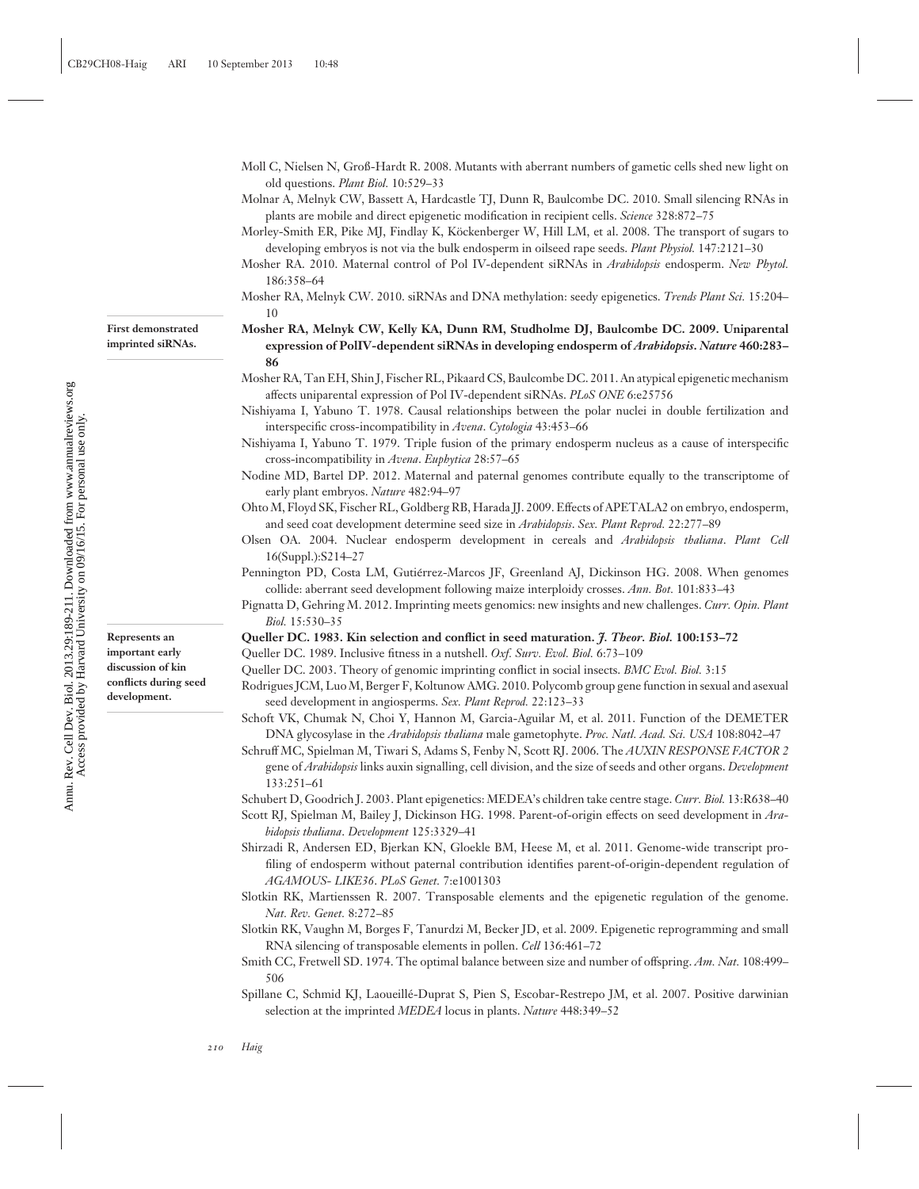Moll C, Nielsen N, Groß-Hardt R. 2008. Mutants with aberrant numbers of gametic cells shed new light on old questions. *Plant Biol.* 10:529–33

Molnar A, Melnyk CW, Bassett A, Hardcastle TJ, Dunn R, Baulcombe DC. 2010. Small silencing RNAs in plants are mobile and direct epigenetic modification in recipient cells. *Science* 328:872–75

Morley-Smith ER, Pike MJ, Findlay K, Köckenberger W, Hill LM, et al. 2008. The transport of sugars to developing embryos is not via the bulk endosperm in oilseed rape seeds. *Plant Physiol.* 147:2121–30

Mosher RA. 2010. Maternal control of Pol IV-dependent siRNAs in *Arabidopsis* endosperm. *New Phytol.* 186:358–64

Mosher RA, Melnyk CW. 2010. siRNAs and DNA methylation: seedy epigenetics. *Trends Plant Sci.* 15:204–10

**Mosher RA, Melnyk CW, Kelly KA, Dunn RM, Studholme DJ, Baulcombe DC. 2009. Uniparental expression of PolIV-dependent siRNAs in developing endosperm of *Arabidopsis*. *Nature* 460:283–86**

First demonstrated imprinted siRNAs.

Mosher RA, Tan EH, Shin J, Fischer RL, Pikaard CS, Baulcombe DC. 2011. An atypical epigenetic mechanism affects uniparental expression of Pol IV-dependent siRNAs. *PLoS ONE* 6:e25756

Nishiyama I, Yabuno T. 1978. Causal relationships between the polar nuclei in double fertilization and interspecific cross-incompatibility in *Avena*. *Cytologia* 43:453–66

Nishiyama I, Yabuno T. 1979. Triple fusion of the primary endosperm nucleus as a cause of interspecific cross-incompatibility in *Avena*. *Euphytica* 28:57–65

Nodine MD, Bartel DP. 2012. Maternal and paternal genomes contribute equally to the transcriptome of early plant embryos. *Nature* 482:94–97

Ohto M, Floyd SK, Fischer RL, Goldberg RB, Harada JJ. 2009. Effects of APETALA2 on embryo, endosperm, and seed coat development determine seed size in *Arabidopsis*. *Sex. Plant Reprod.* 22:277–89

Olsen OA. 2004. Nuclear endosperm development in cereals and *Arabidopsis thaliana*. *Plant Cell* 16(Suppl.):S214–27

Pennington PD, Costa LM, Gutiérrez-Marcos JF, Greenland AJ, Dickinson HG. 2008. When genomes collide: aberrant seed development following maize interploidy crosses. *Ann. Bot.* 101:833–43

Pignatta D, Gehring M. 2012. Imprinting meets genomics: new insights and new challenges. *Curr. Opin. Plant Biol.* 15:530–35

**Queller DC. 1983. Kin selection and conflict in seed maturation. *J. Theor. Biol.* 100:153–72**

Represents an important early discussion of kin conflicts during seed development.

Queller DC. 1989. Inclusive fitness in a nutshell. *Oxf. Surv. Evol. Biol.* 6:73–109

Queller DC. 2003. Theory of genomic imprinting conflict in social insects. *BMC Evol. Biol.* 3:15

Rodrigues JCM, Luo M, Berger F, Koltunow AMG. 2010. Polycomb group gene function in sexual and asexual seed development in angiosperms. *Sex. Plant Reprod.* 22:123–33

Schoft VK, Chumak N, Choi Y, Hannon M, Garcia-Aguilar M, et al. 2011. Function of the DEMETER DNA glycosylase in the *Arabidopsis thaliana* male gametophyte. *Proc. Natl. Acad. Sci. USA* 108:8042–47

Schruff MC, Spielman M, Tiwari S, Adams S, Fenby N, Scott RJ. 2006. The *AUXIN RESPONSE FACTOR 2* gene of *Arabidopsis* links auxin signalling, cell division, and the size of seeds and other organs. *Development* 133:251–61

Schubert D, Goodrich J. 2003. Plant epigenetics: MEDEA's children take centre stage. *Curr. Biol.* 13:R638–40

Scott RJ, Spielman M, Bailey J, Dickinson HG. 1998. Parent-of-origin effects on seed development in *Arabidopsis thaliana*. *Development* 125:3329–41

Shirzadi R, Andersen ED, Bjerkan KN, Gloekle BM, Heese M, et al. 2011. Genome-wide transcript profiling of endosperm without paternal contribution identifies parent-of-origin-dependent regulation of *AGAMOUS- LIKE36*. *PLoS Genet.* 7:e1001303

Slotkin RK, Martienssen R. 2007. Transposable elements and the epigenetic regulation of the genome. *Nat. Rev. Genet.* 8:272–85

Slotkin RK, Vaughn M, Borges F, Tanurdzi M, Becker JD, et al. 2009. Epigenetic reprogramming and small RNA silencing of transposable elements in pollen. *Cell* 136:461–72

Smith CC, Fretwell SD. 1974. The optimal balance between size and number of offspring. *Am. Nat.* 108:499–506

Spillane C, Schmid KJ, Laoueillé-Duprat S, Pien S, Escobar-Restrepo JM, et al. 2007. Positive darwinian selection at the imprinted *MEDEA* locus in plants. *Nature* 448:349–52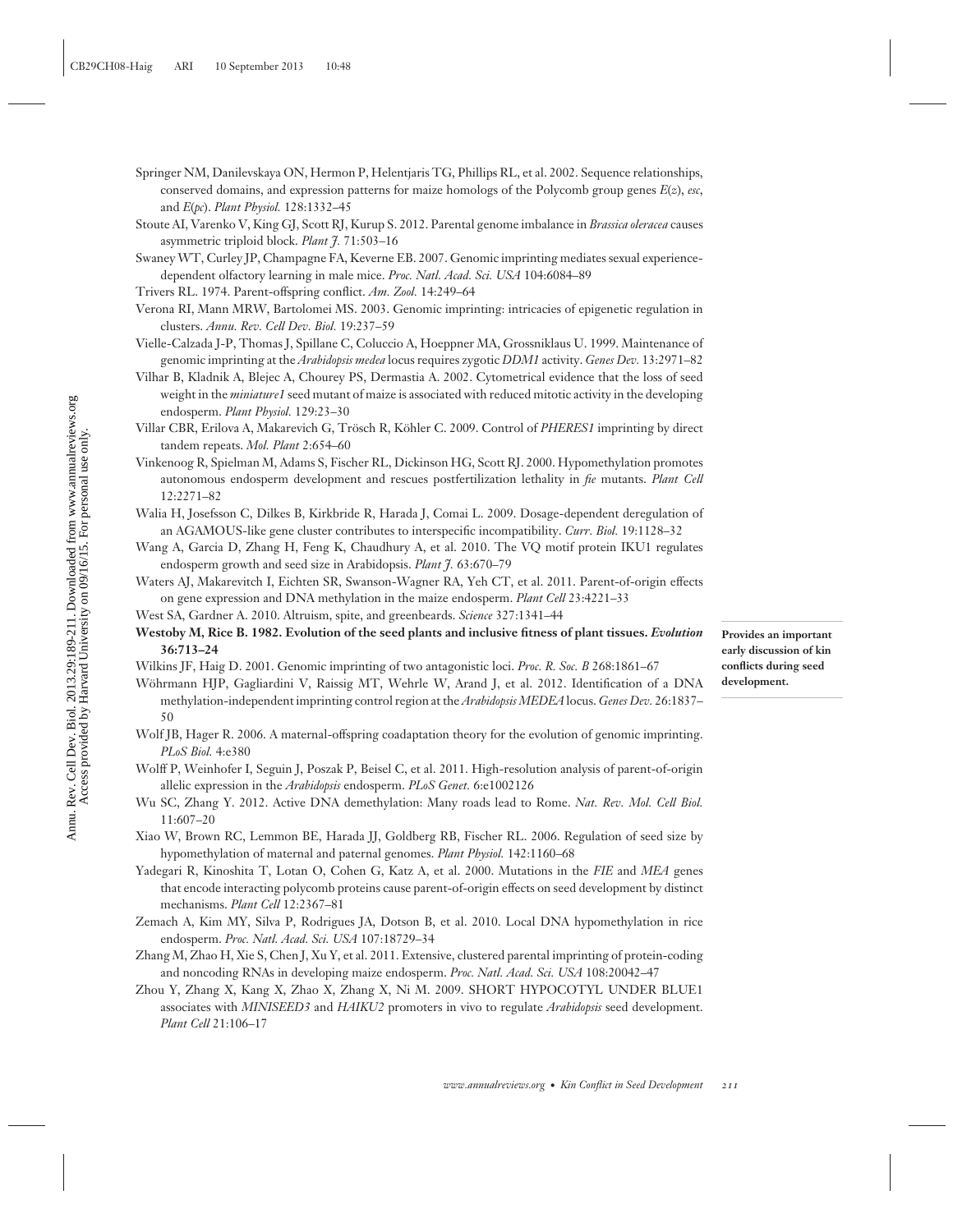Springer NM, Danilevskaya ON, Hermon P, Helentjaris TG, Phillips RL, et al. 2002. Sequence relationships, conserved domains, and expression patterns for maize homologs of the Polycomb group genes *E(z)*, *esc*, and *E(pc)*. *Plant Physiol.* 128:1332–45

Stoute AI, Varenko V, King GJ, Scott RJ, Kurup S. 2012. Parental genome imbalance in *Brassica oleracea* causes asymmetric triploid block. *Plant J.* 71:503–16

Swaney WT, Curley JP, Champagne FA, Keverne EB. 2007. Genomic imprinting mediates sexual experience-dependent olfactory learning in male mice. *Proc. Natl. Acad. Sci. USA* 104:6084–89

Trivers RL. 1974. Parent-offspring conflict. *Am. Zool.* 14:249–64

Verona RI, Mann MRW, Bartolomei MS. 2003. Genomic imprinting: intricacies of epigenetic regulation in clusters. *Annu. Rev. Cell Dev. Biol.* 19:237–59

Vielle-Calzada J-P, Thomas J, Spillane C, Coluccio A, Hoeppner MA, Grossniklaus U. 1999. Maintenance of genomic imprinting at the *Arabidopsis medea* locus requires zygotic *DDM1* activity. *Genes Dev.* 13:2971–82

Vilhar B, Kladnik A, Blejec A, Chourey PS, Dermastia A. 2002. Cytometrical evidence that the loss of seed weight in the *miniature1* seed mutant of maize is associated with reduced mitotic activity in the developing endosperm. *Plant Physiol.* 129:23–30

Villar CBR, Erilova A, Makarevich G, Trösch R, Köhler C. 2009. Control of *PHERES1* imprinting by direct tandem repeats. *Mol. Plant* 2:654–60

Vinkenoog R, Spielman M, Adams S, Fischer RL, Dickinson HG, Scott RJ. 2000. Hypomethylation promotes autonomous endosperm development and rescues postfertilization lethality in *fie* mutants. *Plant Cell* 12:2271–82

Walia H, Josefsson C, Dilkes B, Kirkbride R, Harada J, Comai L. 2009. Dosage-dependent deregulation of an AGAMOUS-like gene cluster contributes to interspecific incompatibility. *Curr. Biol.* 19:1128–32

Wang A, Garcia D, Zhang H, Feng K, Chaudhury A, et al. 2010. The VQ motif protein IKU1 regulates endosperm growth and seed size in Arabidopsis. *Plant J.* 63:670–79

Waters AJ, Makarevitch I, Eichten SR, Swanson-Wagner RA, Yeh CT, et al. 2011. Parent-of-origin effects on gene expression and DNA methylation in the maize endosperm. *Plant Cell* 23:4221–33

West SA, Gardner A. 2010. Altruism, spite, and greenbeards. *Science* 327:1341–44

**Westoby M, Rice B. 1982. Evolution of the seed plants and inclusive fitness of plant tissues. *Evolution* 36:713–24**

**Provides an important early discussion of kin conflicts during seed development.**

Wilkins JF, Haig D. 2001. Genomic imprinting of two antagonistic loci. *Proc. R. Soc. B* 268:1861–67

Wöhrmann HJP, Gagliardini V, Raissig MT, Wehrle W, Arand J, et al. 2012. Identification of a DNA methylation-independent imprinting control region at the *Arabidopsis MEDEA* locus. *Genes Dev.* 26:1837–50

Wolf JB, Hager R. 2006. A maternal-offspring coadaptation theory for the evolution of genomic imprinting. *PLoS Biol.* 4:e380

Wolff P, Weinhofer I, Seguin J, Poszak P, Beisel C, et al. 2011. High-resolution analysis of parent-of-origin allelic expression in the *Arabidopsis* endosperm. *PLoS Genet.* 6:e1002126

Wu SC, Zhang Y. 2012. Active DNA demethylation: Many roads lead to Rome. *Nat. Rev. Mol. Cell Biol.* 11:607–20

Xiao W, Brown RC, Lemmon BE, Harada JJ, Goldberg RB, Fischer RL. 2006. Regulation of seed size by hypomethylation of maternal and paternal genomes. *Plant Physiol.* 142:1160–68

Yadegari R, Kinoshita T, Lotan O, Cohen G, Katz A, et al. 2000. Mutations in the *FIE* and *MEA* genes that encode interacting polycomb proteins cause parent-of-origin effects on seed development by distinct mechanisms. *Plant Cell* 12:2367–81

Zemach A, Kim MY, Silva P, Rodrigues JA, Dotson B, et al. 2010. Local DNA hypomethylation in rice endosperm. *Proc. Natl. Acad. Sci. USA* 107:18729–34

Zhang M, Zhao H, Xie S, Chen J, Xu Y, et al. 2011. Extensive, clustered parental imprinting of protein-coding and noncoding RNAs in developing maize endosperm. *Proc. Natl. Acad. Sci. USA* 108:20042–47

Zhou Y, Zhang X, Kang X, Zhao X, Zhang X, Ni M. 2009. SHORT HYPOCOTYL UNDER BLUE1 associates with *MINISEED3* and *HAIKU2* promoters in vivo to regulate *Arabidopsis* seed development. *Plant Cell* 21:106–17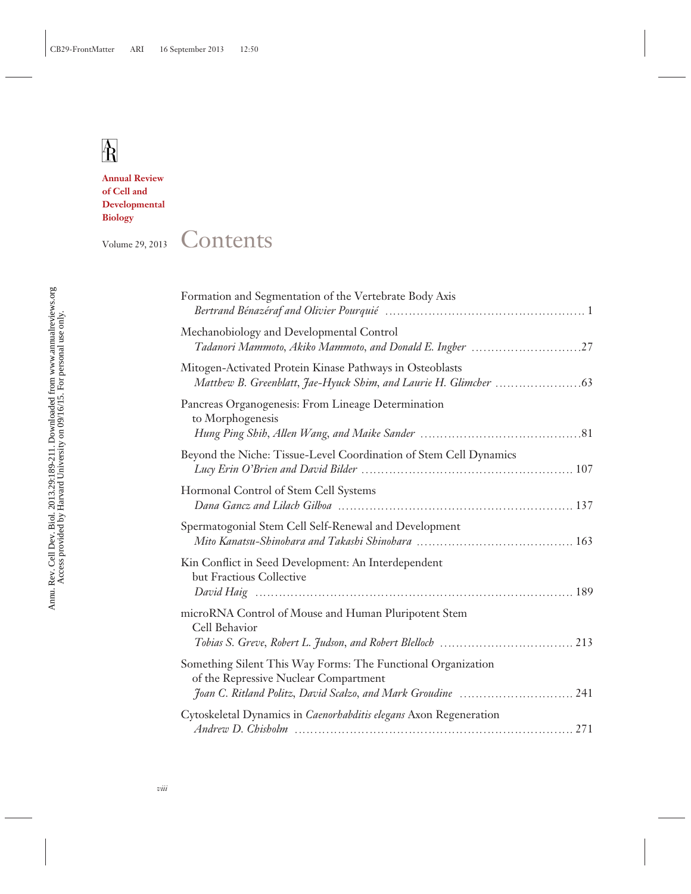**Annual Review of Cell and Developmental Biology**

Volume 29, 2013

# Contents

Formation and Segmentation of the Vertebrate Body Axis
*Bertrand Bénazéraf and Olivier Pourquié* .......... 1

Mechanobiology and Developmental Control
*Tadanori Mammoto, Akiko Mammoto, and Donald E. Ingber* .......... 27

Mitogen-Activated Protein Kinase Pathways in Osteoblasts
*Matthew B. Greenblatt, Jae-Hyuck Shim, and Laurie H. Glimcher* .......... 63

Pancreas Organogenesis: From Lineage Determination to Morphogenesis
*Hung Ping Shih, Allen Wang, and Maike Sander* .......... 81

Beyond the Niche: Tissue-Level Coordination of Stem Cell Dynamics
*Lucy Erin O'Brien and David Bilder* .......... 107

Hormonal Control of Stem Cell Systems
*Dana Gancz and Lilach Gilboa* .......... 137

Spermatogonial Stem Cell Self-Renewal and Development
*Mito Kanatsu-Shinohara and Takashi Shinohara* .......... 163

Kin Conflict in Seed Development: An Interdependent but Fractious Collective
*David Haig* .......... 189

microRNA Control of Mouse and Human Pluripotent Stem Cell Behavior
*Tobias S. Greve, Robert L. Judson, and Robert Blelloch* .......... 213

Something Silent This Way Forms: The Functional Organization of the Repressive Nuclear Compartment
*Joan C. Ritland Politz, David Scalzo, and Mark Groudine* .......... 241

Cytoskeletal Dynamics in *Caenorhabditis elegans* Axon Regeneration
*Andrew D. Chisholm* .......... 271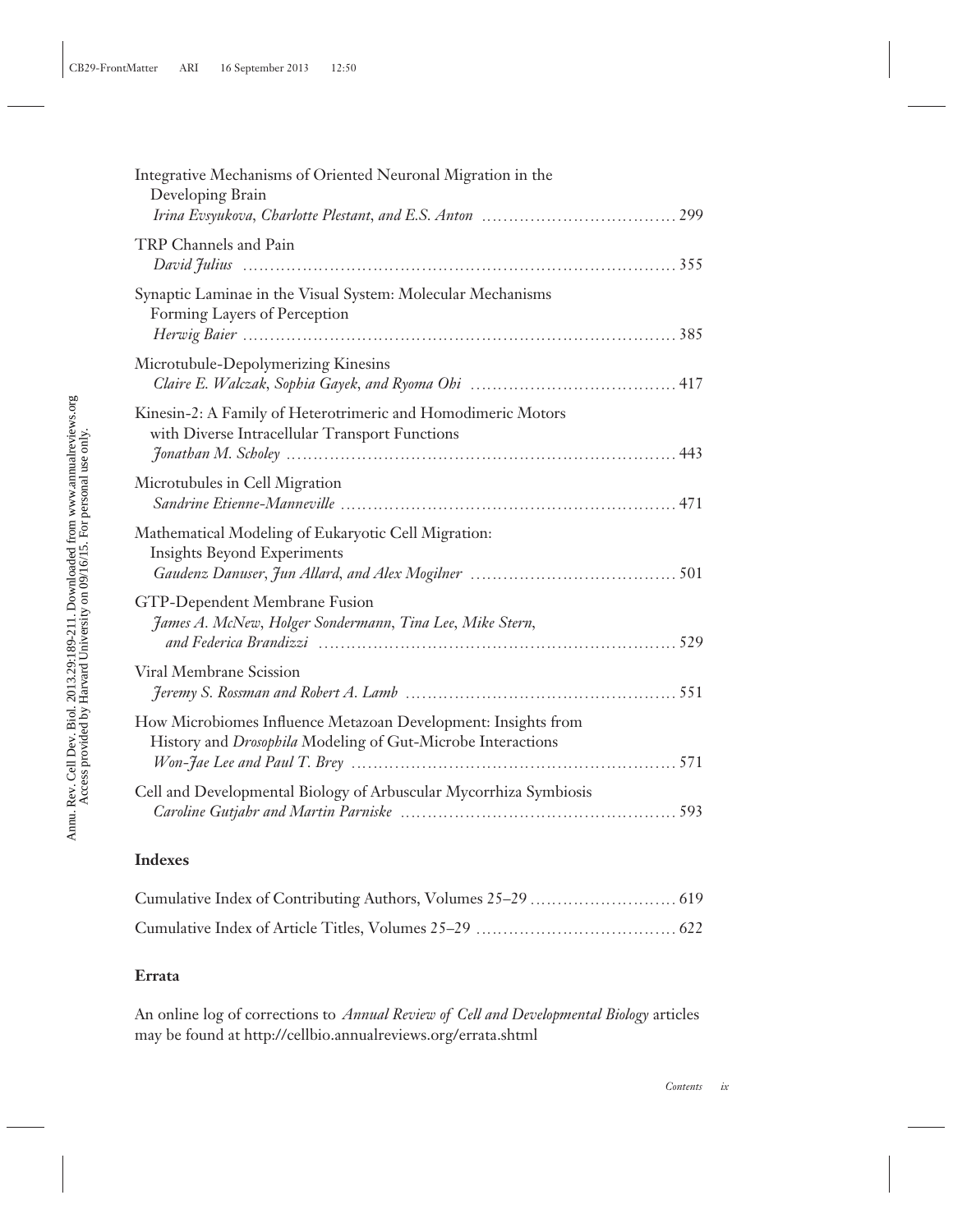Integrative Mechanisms of Oriented Neuronal Migration in the Developing Brain
*Irina Evsyukova, Charlotte Plestant, and E.S. Anton* ..................................... 299

TRP Channels and Pain
*David Julius* ..................................... 355

Synaptic Laminae in the Visual System: Molecular Mechanisms Forming Layers of Perception
*Herwig Baier* ..................................... 385

Microtubule-Depolymerizing Kinesins
*Claire E. Walczak, Sophia Gayek, and Ryoma Ohi* ..................................... 417

Kinesin-2: A Family of Heterotrimeric and Homodimeric Motors with Diverse Intracellular Transport Functions
*Jonathan M. Scholey* ..................................... 443

Microtubules in Cell Migration
*Sandrine Etienne-Manneville* ..................................... 471

Mathematical Modeling of Eukaryotic Cell Migration: Insights Beyond Experiments
*Gaudenz Danuser, Jun Allard, and Alex Mogilner* ..................................... 501

GTP-Dependent Membrane Fusion
*James A. McNew, Holger Sondermann, Tina Lee, Mike Stern, and Federica Brandizzi* ..................................... 529

Viral Membrane Scission
*Jeremy S. Rossman and Robert A. Lamb* ..................................... 551

How Microbiomes Influence Metazoan Development: Insights from History and *Drosophila* Modeling of Gut-Microbe Interactions
*Won-Jae Lee and Paul T. Brey* ..................................... 571

Cell and Developmental Biology of Arbuscular Mycorrhiza Symbiosis
*Caroline Gutjahr and Martin Parniske* ..................................... 593

## Indexes

Cumulative Index of Contributing Authors, Volumes 25–29 ..................................... 619

Cumulative Index of Article Titles, Volumes 25–29 ..................................... 622

## Errata

An online log of corrections to *Annual Review of Cell and Developmental Biology* articles may be found at http://cellbio.annualreviews.org/errata.shtml